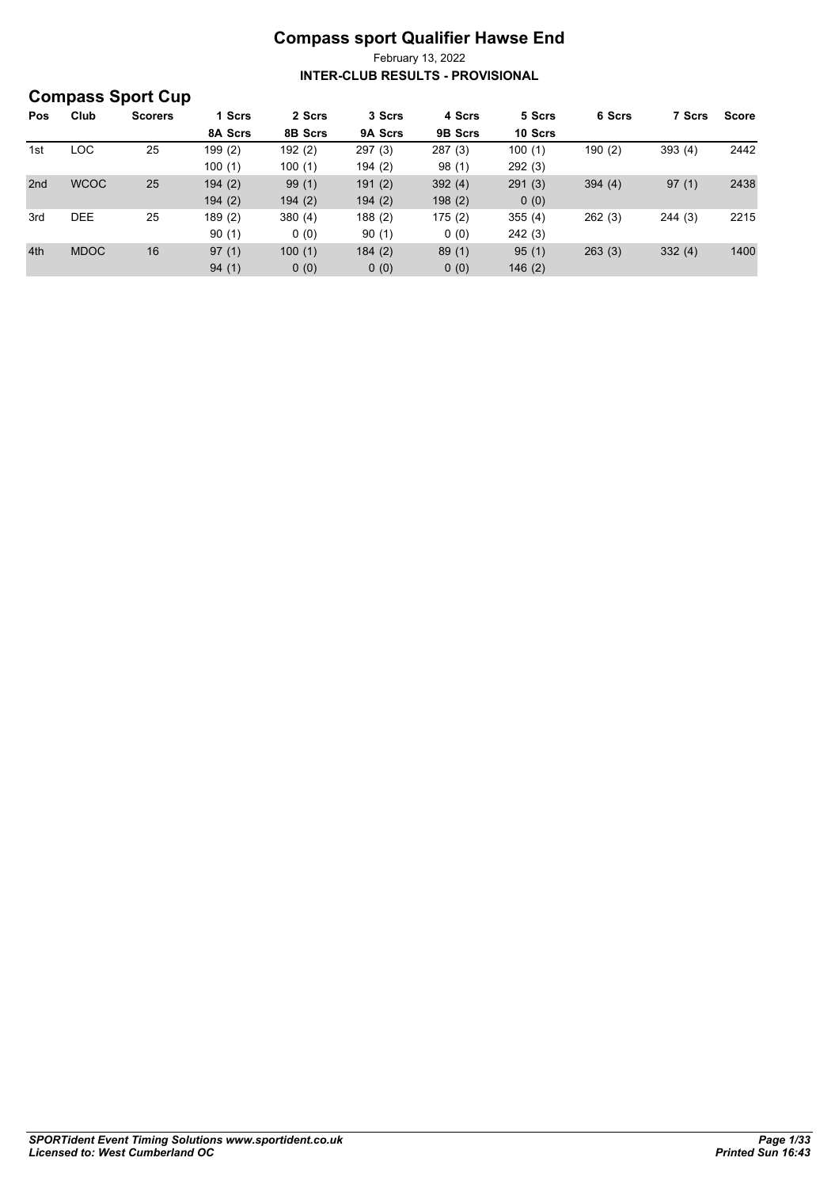# Compass sport Qualifier Hawse End

February 13, 2022

**INTER-CLUB RESULTS - PROVISIONAL**

## Compass Sport Cup

| Pos | Club | Scorers | 1 Scrs<br>8A Scrs | 2 Scrs<br>8B Scrs | 3 Scrs<br>9A Scrs | 4 Scrs<br>9B Scrs | 5 Scrs<br>10 Scrs | 6 Scrs | 7 Scrs | Score |
|---|---|---|---|---|---|---|---|---|---|---|
| 1st | LOC | 25 | 199 (2) | 192 (2) | 297 (3) | 287 (3) | 100 (1) | 190 (2) | 393 (4) | 2442 |
| | | | 100 (1) | 100 (1) | 194 (2) | 98 (1) | 292 (3) | | | |
| 2nd | WCOC | 25 | 194 (2) | 99 (1) | 191 (2) | 392 (4) | 291 (3) | 394 (4) | 97 (1) | 2438 |
| | | | 194 (2) | 194 (2) | 194 (2) | 198 (2) | 0 (0) | | | |
| 3rd | DEE | 25 | 189 (2) | 380 (4) | 188 (2) | 175 (2) | 355 (4) | 262 (3) | 244 (3) | 2215 |
| | | | 90 (1) | 0 (0) | 90 (1) | 0 (0) | 242 (3) | | | |
| 4th | MDOC | 16 | 97 (1) | 100 (1) | 184 (2) | 89 (1) | 95 (1) | 263 (3) | 332 (4) | 1400 |
| | | | 94 (1) | 0 (0) | 0 (0) | 0 (0) | 146 (2) | | | |

*SPORTident Event Timing Solutions www.sportident.co.uk*
*Licensed to: West Cumberland OC*

*Printed Sun 16:43*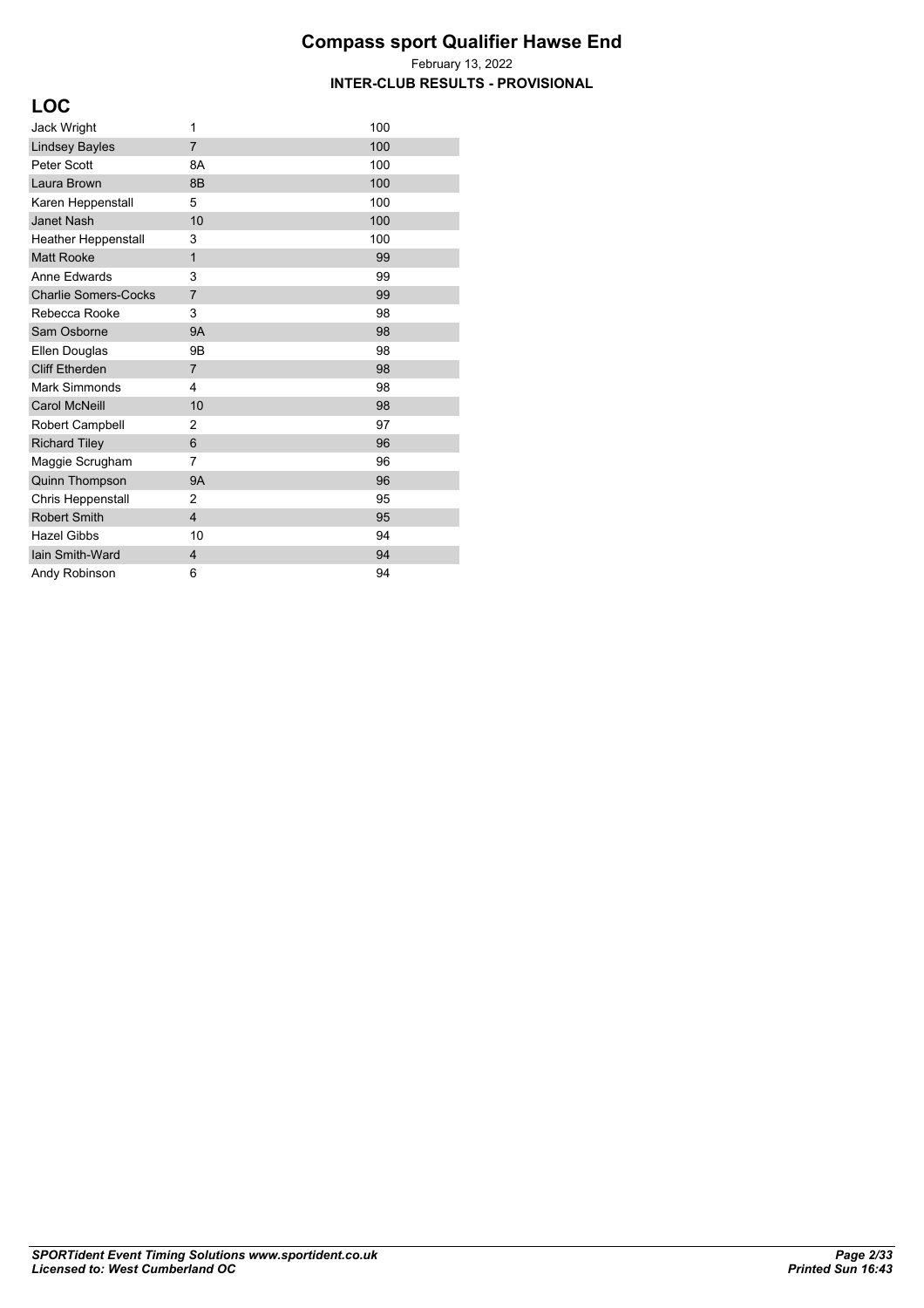# Compass sport Qualifier Hawse End

February 13, 2022

**INTER-CLUB RESULTS - PROVISIONAL**

## LOC

| | | |
|---|---|---|
| Jack Wright | 1 | 100 |
| Lindsey Bayles | 7 | 100 |
| Peter Scott | 8A | 100 |
| Laura Brown | 8B | 100 |
| Karen Heppenstall | 5 | 100 |
| Janet Nash | 10 | 100 |
| Heather Heppenstall | 3 | 100 |
| Matt Rooke | 1 | 99 |
| Anne Edwards | 3 | 99 |
| Charlie Somers-Cocks | 7 | 99 |
| Rebecca Rooke | 3 | 98 |
| Sam Osborne | 9A | 98 |
| Ellen Douglas | 9B | 98 |
| Cliff Etherden | 7 | 98 |
| Mark Simmonds | 4 | 98 |
| Carol McNeill | 10 | 98 |
| Robert Campbell | 2 | 97 |
| Richard Tiley | 6 | 96 |
| Maggie Scrugham | 7 | 96 |
| Quinn Thompson | 9A | 96 |
| Chris Heppenstall | 2 | 95 |
| Robert Smith | 4 | 95 |
| Hazel Gibbs | 10 | 94 |
| Iain Smith-Ward | 4 | 94 |
| Andy Robinson | 6 | 94 |

***SPORTident Event Timing Solutions www.sportident.co.uk***
***Licensed to: West Cumberland OC***

***Printed Sun 16:43***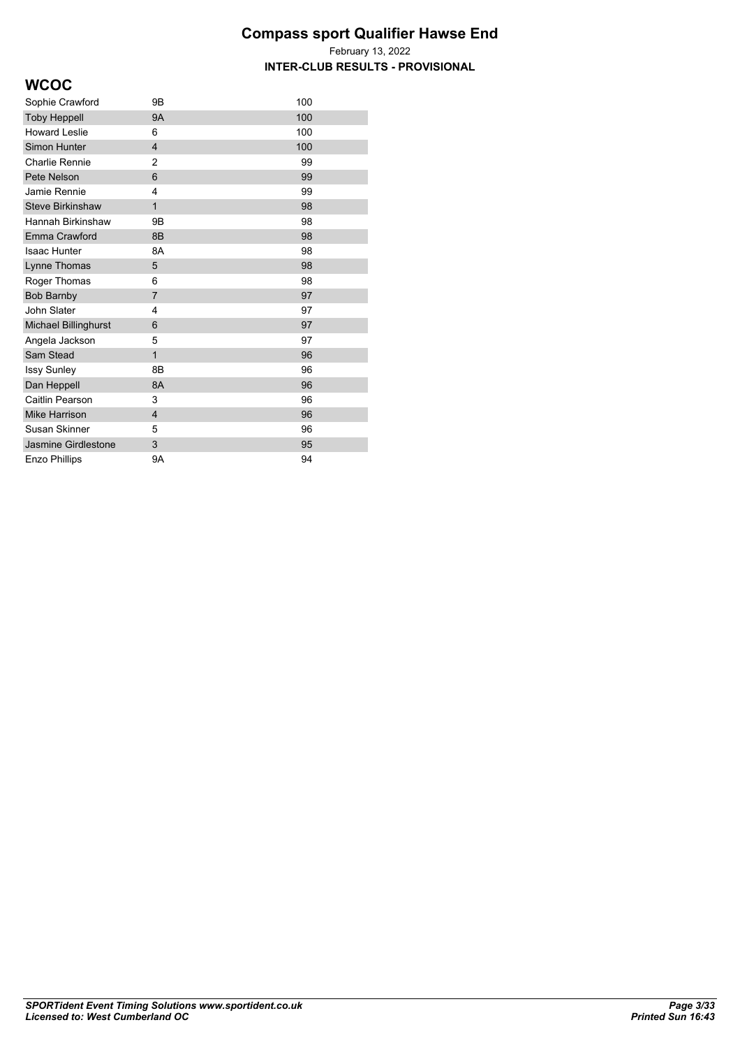# Compass sport Qualifier Hawse End

February 13, 2022

**INTER-CLUB RESULTS - PROVISIONAL**

## WCOC

| | | |
|---|---|---|
| Sophie Crawford | 9B | 100 |
| Toby Heppell | 9A | 100 |
| Howard Leslie | 6 | 100 |
| Simon Hunter | 4 | 100 |
| Charlie Rennie | 2 | 99 |
| Pete Nelson | 6 | 99 |
| Jamie Rennie | 4 | 99 |
| Steve Birkinshaw | 1 | 98 |
| Hannah Birkinshaw | 9B | 98 |
| Emma Crawford | 8B | 98 |
| Isaac Hunter | 8A | 98 |
| Lynne Thomas | 5 | 98 |
| Roger Thomas | 6 | 98 |
| Bob Barnby | 7 | 97 |
| John Slater | 4 | 97 |
| Michael Billinghurst | 6 | 97 |
| Angela Jackson | 5 | 97 |
| Sam Stead | 1 | 96 |
| Issy Sunley | 8B | 96 |
| Dan Heppell | 8A | 96 |
| Caitlin Pearson | 3 | 96 |
| Mike Harrison | 4 | 96 |
| Susan Skinner | 5 | 96 |
| Jasmine Girdlestone | 3 | 95 |
| Enzo Phillips | 9A | 94 |

*SPORTident Event Timing Solutions www.sportident.co.uk*
*Licensed to: West Cumberland OC*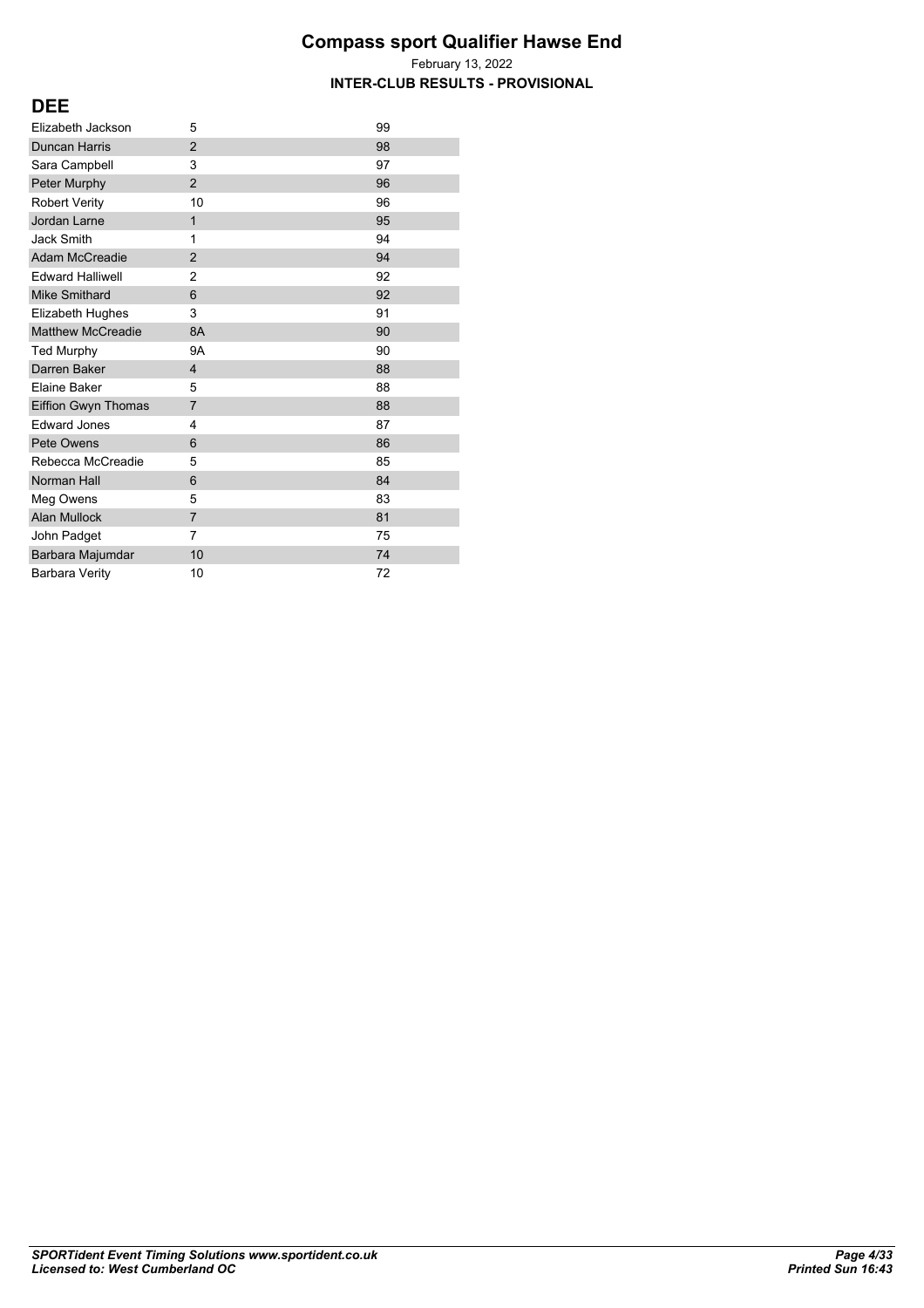# Compass sport Qualifier Hawse End

February 13, 2022

**INTER-CLUB RESULTS - PROVISIONAL**

## DEE

| | | |
|---|---|---|
| Elizabeth Jackson | 5 | 99 |
| Duncan Harris | 2 | 98 |
| Sara Campbell | 3 | 97 |
| Peter Murphy | 2 | 96 |
| Robert Verity | 10 | 96 |
| Jordan Larne | 1 | 95 |
| Jack Smith | 1 | 94 |
| Adam McCreadie | 2 | 94 |
| Edward Halliwell | 2 | 92 |
| Mike Smithard | 6 | 92 |
| Elizabeth Hughes | 3 | 91 |
| Matthew McCreadie | 8A | 90 |
| Ted Murphy | 9A | 90 |
| Darren Baker | 4 | 88 |
| Elaine Baker | 5 | 88 |
| Eiffion Gwyn Thomas | 7 | 88 |
| Edward Jones | 4 | 87 |
| Pete Owens | 6 | 86 |
| Rebecca McCreadie | 5 | 85 |
| Norman Hall | 6 | 84 |
| Meg Owens | 5 | 83 |
| Alan Mullock | 7 | 81 |
| John Padget | 7 | 75 |
| Barbara Majumdar | 10 | 74 |
| Barbara Verity | 10 | 72 |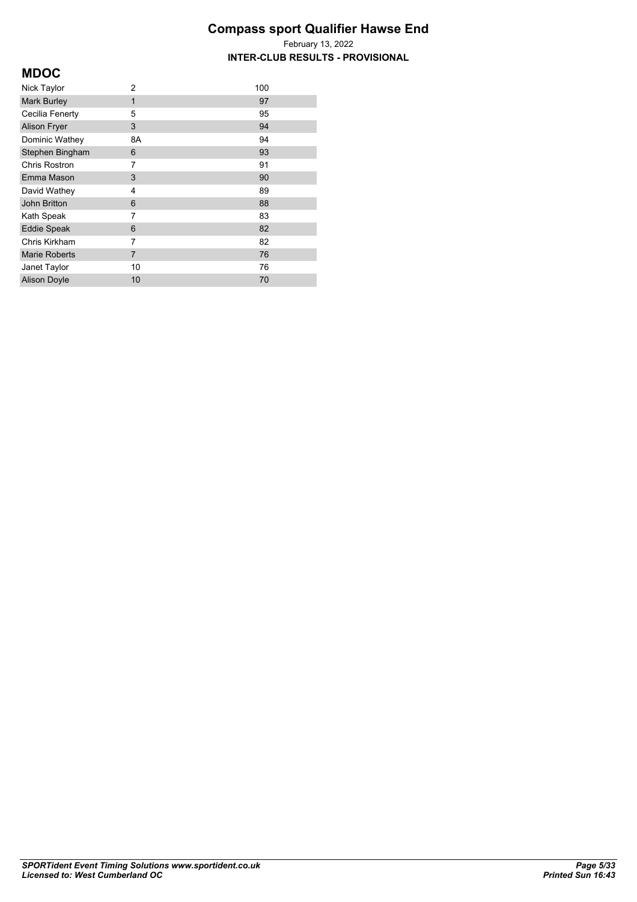# Compass sport Qualifier Hawse End

February 13, 2022

**INTER-CLUB RESULTS - PROVISIONAL**

## MDOC

| | | |
|---|---|---|
| Nick Taylor | 2 | 100 |
| Mark Burley | 1 | 97 |
| Cecilia Fenerty | 5 | 95 |
| Alison Fryer | 3 | 94 |
| Dominic Wathey | 8A | 94 |
| Stephen Bingham | 6 | 93 |
| Chris Rostron | 7 | 91 |
| Emma Mason | 3 | 90 |
| David Wathey | 4 | 89 |
| John Britton | 6 | 88 |
| Kath Speak | 7 | 83 |
| Eddie Speak | 6 | 82 |
| Chris Kirkham | 7 | 82 |
| Marie Roberts | 7 | 76 |
| Janet Taylor | 10 | 76 |
| Alison Doyle | 10 | 70 |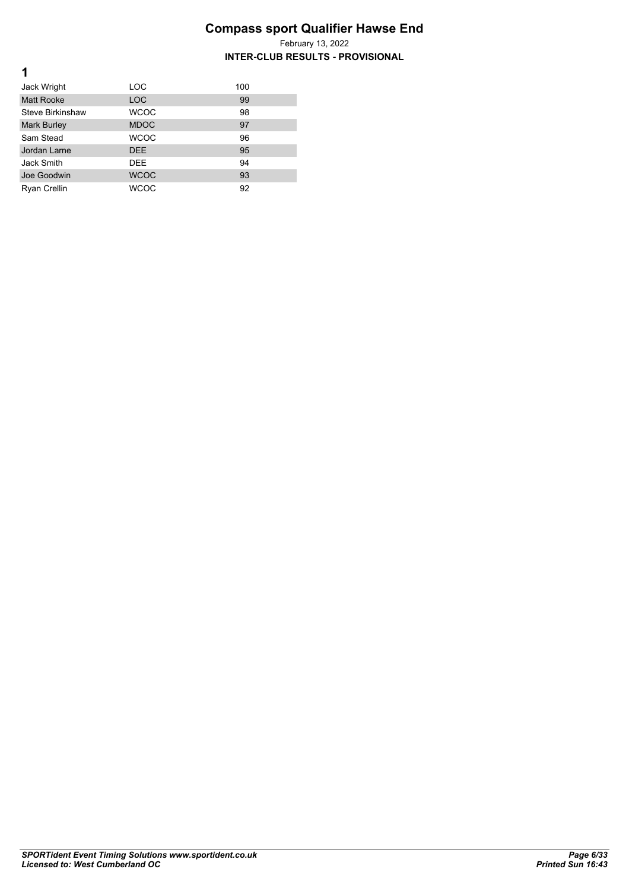# Compass sport Qualifier Hawse End

February 13, 2022

**INTER-CLUB RESULTS - PROVISIONAL**

## 1

| Name | Club | Points |
|---|---|---|
| Jack Wright | LOC | 100 |
| Matt Rooke | LOC | 99 |
| Steve Birkinshaw | WCOC | 98 |
| Mark Burley | MDOC | 97 |
| Sam Stead | WCOC | 96 |
| Jordan Larne | DEE | 95 |
| Jack Smith | DEE | 94 |
| Joe Goodwin | WCOC | 93 |
| Ryan Crellin | WCOC | 92 |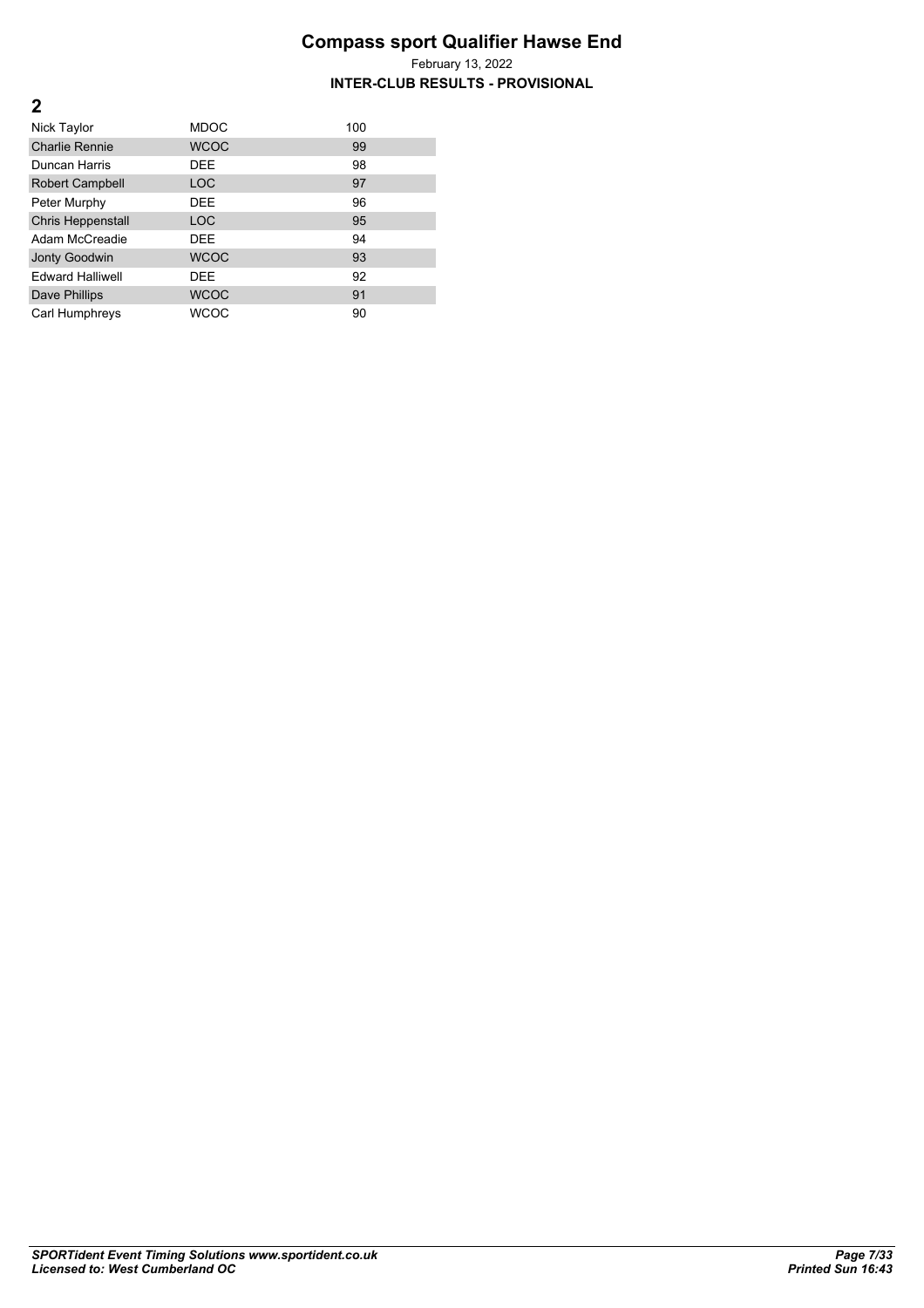# Compass sport Qualifier Hawse End

February 13, 2022

**INTER-CLUB RESULTS - PROVISIONAL**

## 2

| Name | Club | Points |
|---|---|---|
| Nick Taylor | MDOC | 100 |
| Charlie Rennie | WCOC | 99 |
| Duncan Harris | DEE | 98 |
| Robert Campbell | LOC | 97 |
| Peter Murphy | DEE | 96 |
| Chris Heppenstall | LOC | 95 |
| Adam McCreadie | DEE | 94 |
| Jonty Goodwin | WCOC | 93 |
| Edward Halliwell | DEE | 92 |
| Dave Phillips | WCOC | 91 |
| Carl Humphreys | WCOC | 90 |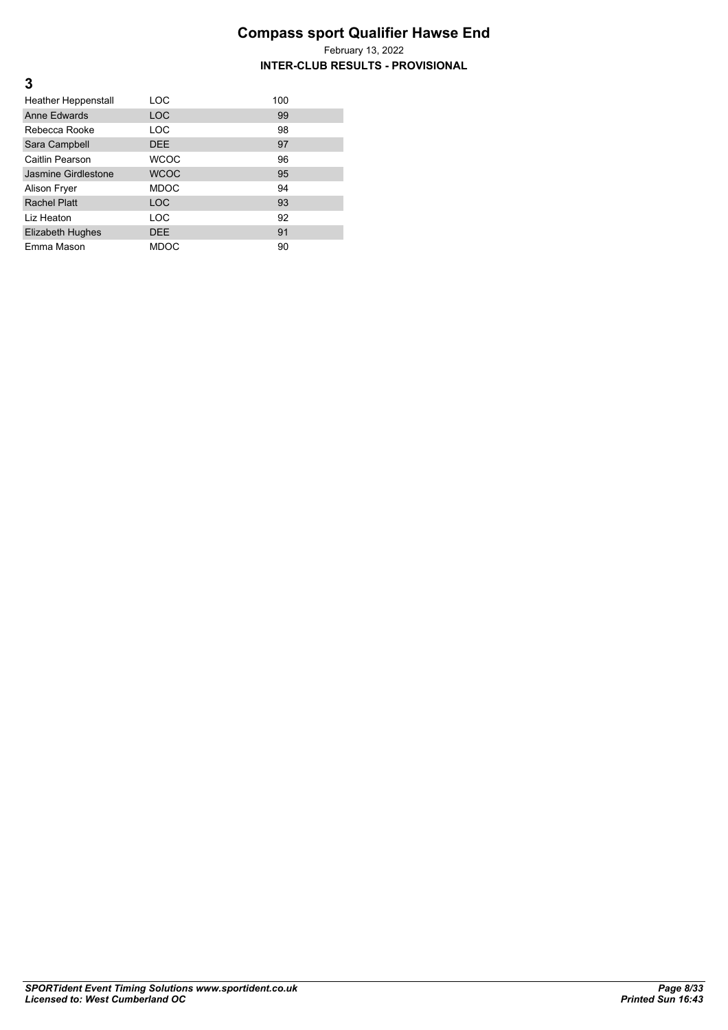# Compass sport Qualifier Hawse End

February 13, 2022

**INTER-CLUB RESULTS - PROVISIONAL**

## 3

| | | |
|---|---|---|
| Heather Heppenstall | LOC | 100 |
| Anne Edwards | LOC | 99 |
| Rebecca Rooke | LOC | 98 |
| Sara Campbell | DEE | 97 |
| Caitlin Pearson | WCOC | 96 |
| Jasmine Girdlestone | WCOC | 95 |
| Alison Fryer | MDOC | 94 |
| Rachel Platt | LOC | 93 |
| Liz Heaton | LOC | 92 |
| Elizabeth Hughes | DEE | 91 |
| Emma Mason | MDOC | 90 |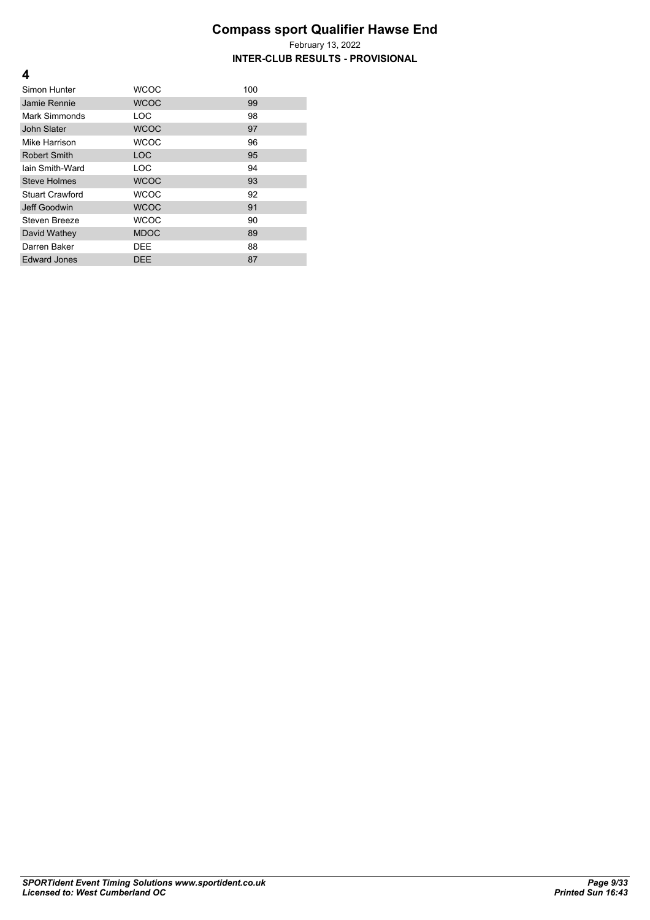# Compass sport Qualifier Hawse End

February 13, 2022

**INTER-CLUB RESULTS - PROVISIONAL**

## 4

| | | |
|---|---|---|
| Simon Hunter | WCOC | 100 |
| Jamie Rennie | WCOC | 99 |
| Mark Simmonds | LOC | 98 |
| John Slater | WCOC | 97 |
| Mike Harrison | WCOC | 96 |
| Robert Smith | LOC | 95 |
| Iain Smith-Ward | LOC | 94 |
| Steve Holmes | WCOC | 93 |
| Stuart Crawford | WCOC | 92 |
| Jeff Goodwin | WCOC | 91 |
| Steven Breeze | WCOC | 90 |
| David Wathey | MDOC | 89 |
| Darren Baker | DEE | 88 |
| Edward Jones | DEE | 87 |

*SPORTident Event Timing Solutions www.sportident.co.uk*
*Licensed to: West Cumberland OC*

*Printed Sun 16:43*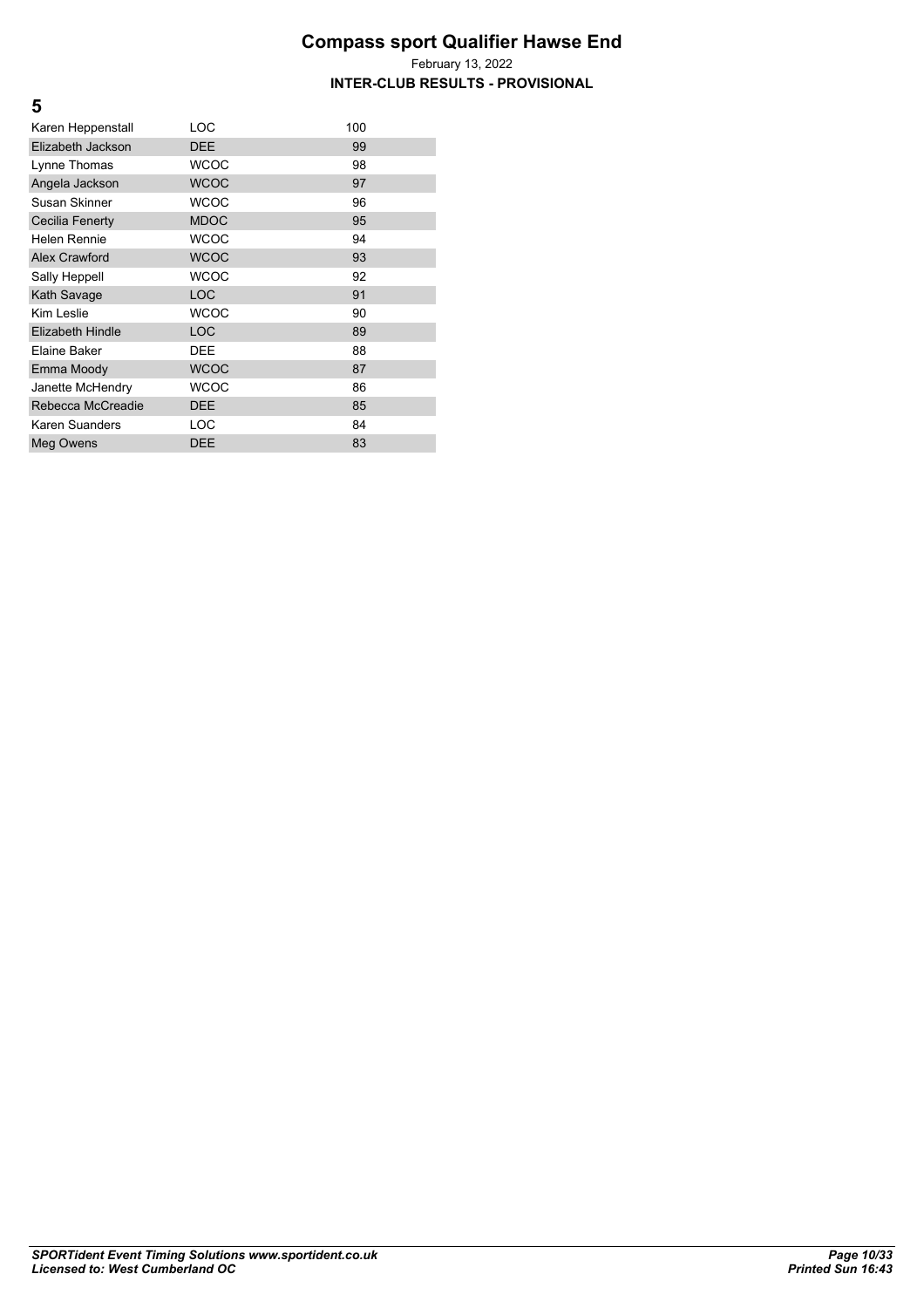# Compass sport Qualifier Hawse End

February 13, 2022

**INTER-CLUB RESULTS - PROVISIONAL**

## 5

| | | |
|---|---|---|
| Karen Heppenstall | LOC | 100 |
| Elizabeth Jackson | DEE | 99 |
| Lynne Thomas | WCOC | 98 |
| Angela Jackson | WCOC | 97 |
| Susan Skinner | WCOC | 96 |
| Cecilia Fenerty | MDOC | 95 |
| Helen Rennie | WCOC | 94 |
| Alex Crawford | WCOC | 93 |
| Sally Heppell | WCOC | 92 |
| Kath Savage | LOC | 91 |
| Kim Leslie | WCOC | 90 |
| Elizabeth Hindle | LOC | 89 |
| Elaine Baker | DEE | 88 |
| Emma Moody | WCOC | 87 |
| Janette McHendry | WCOC | 86 |
| Rebecca McCreadie | DEE | 85 |
| Karen Suanders | LOC | 84 |
| Meg Owens | DEE | 83 |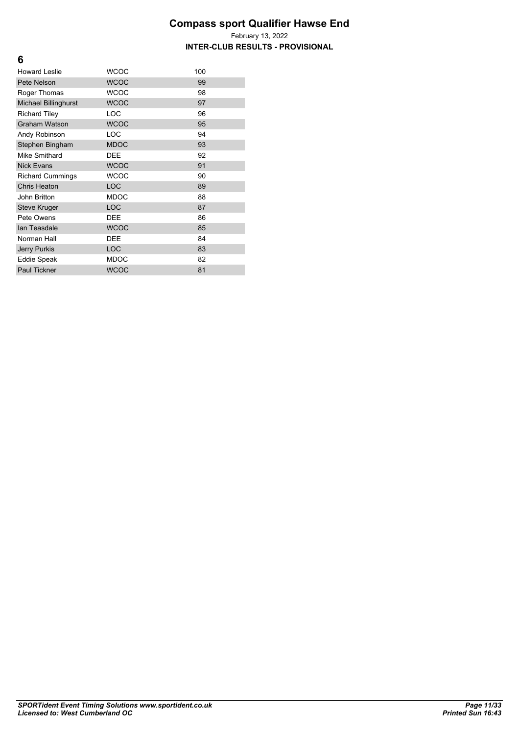# Compass sport Qualifier Hawse End

February 13, 2022

**INTER-CLUB RESULTS - PROVISIONAL**

## 6

| | | |
|---|---|---|
| Howard Leslie | WCOC | 100 |
| Pete Nelson | WCOC | 99 |
| Roger Thomas | WCOC | 98 |
| Michael Billinghurst | WCOC | 97 |
| Richard Tiley | LOC | 96 |
| Graham Watson | WCOC | 95 |
| Andy Robinson | LOC | 94 |
| Stephen Bingham | MDOC | 93 |
| Mike Smithard | DEE | 92 |
| Nick Evans | WCOC | 91 |
| Richard Cummings | WCOC | 90 |
| Chris Heaton | LOC | 89 |
| John Britton | MDOC | 88 |
| Steve Kruger | LOC | 87 |
| Pete Owens | DEE | 86 |
| Ian Teasdale | WCOC | 85 |
| Norman Hall | DEE | 84 |
| Jerry Purkis | LOC | 83 |
| Eddie Speak | MDOC | 82 |
| Paul Tickner | WCOC | 81 |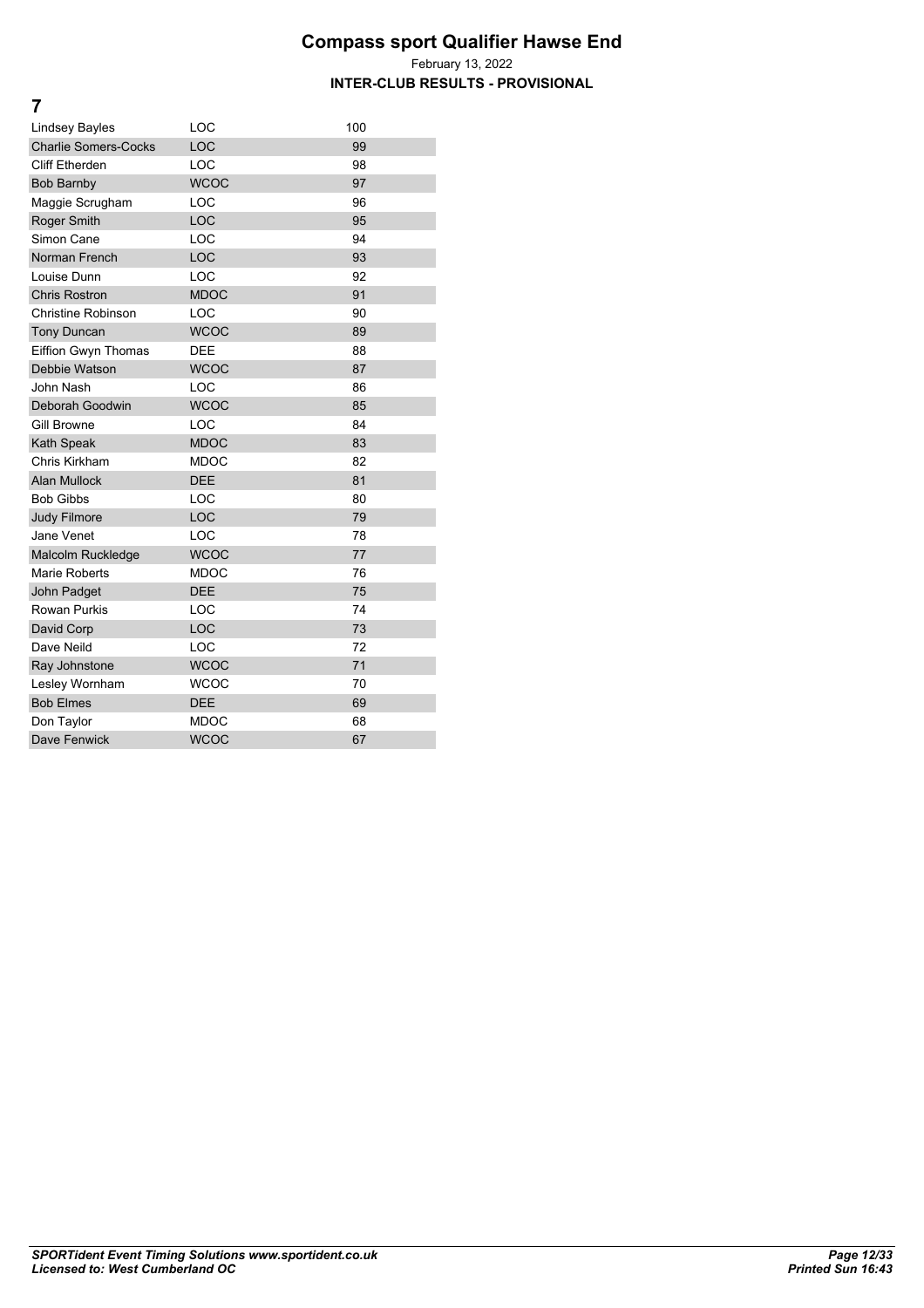# Compass sport Qualifier Hawse End

February 13, 2022

**INTER-CLUB RESULTS - PROVISIONAL**

## 7

| Name | Club | Points |
|---|---|---|
| Lindsey Bayles | LOC | 100 |
| Charlie Somers-Cocks | LOC | 99 |
| Cliff Etherden | LOC | 98 |
| Bob Barnby | WCOC | 97 |
| Maggie Scrugham | LOC | 96 |
| Roger Smith | LOC | 95 |
| Simon Cane | LOC | 94 |
| Norman French | LOC | 93 |
| Louise Dunn | LOC | 92 |
| Chris Rostron | MDOC | 91 |
| Christine Robinson | LOC | 90 |
| Tony Duncan | WCOC | 89 |
| Eiffion Gwyn Thomas | DEE | 88 |
| Debbie Watson | WCOC | 87 |
| John Nash | LOC | 86 |
| Deborah Goodwin | WCOC | 85 |
| Gill Browne | LOC | 84 |
| Kath Speak | MDOC | 83 |
| Chris Kirkham | MDOC | 82 |
| Alan Mullock | DEE | 81 |
| Bob Gibbs | LOC | 80 |
| Judy Filmore | LOC | 79 |
| Jane Venet | LOC | 78 |
| Malcolm Ruckledge | WCOC | 77 |
| Marie Roberts | MDOC | 76 |
| John Padget | DEE | 75 |
| Rowan Purkis | LOC | 74 |
| David Corp | LOC | 73 |
| Dave Neild | LOC | 72 |
| Ray Johnstone | WCOC | 71 |
| Lesley Wornham | WCOC | 70 |
| Bob Elmes | DEE | 69 |
| Don Taylor | MDOC | 68 |
| Dave Fenwick | WCOC | 67 |

*SPORTident Event Timing Solutions www.sportident.co.uk*
*Licensed to: West Cumberland OC*

*Printed Sun 16:43*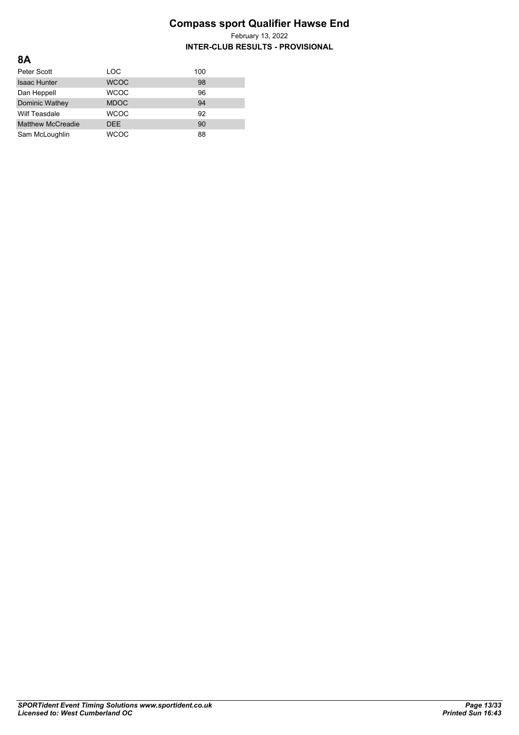# Compass sport Qualifier Hawse End

February 13, 2022

**INTER-CLUB RESULTS - PROVISIONAL**

## 8A

| Name | Club | Points |
|---|---|---|
| Peter Scott | LOC | 100 |
| Isaac Hunter | WCOC | 98 |
| Dan Heppell | WCOC | 96 |
| Dominic Wathey | MDOC | 94 |
| Wilf Teasdale | WCOC | 92 |
| Matthew McCreadie | DEE | 90 |
| Sam McLoughlin | WCOC | 88 |

*SPORTident Event Timing Solutions www.sportident.co.uk*
*Licensed to: West Cumberland OC*

*Printed Sun 16:43*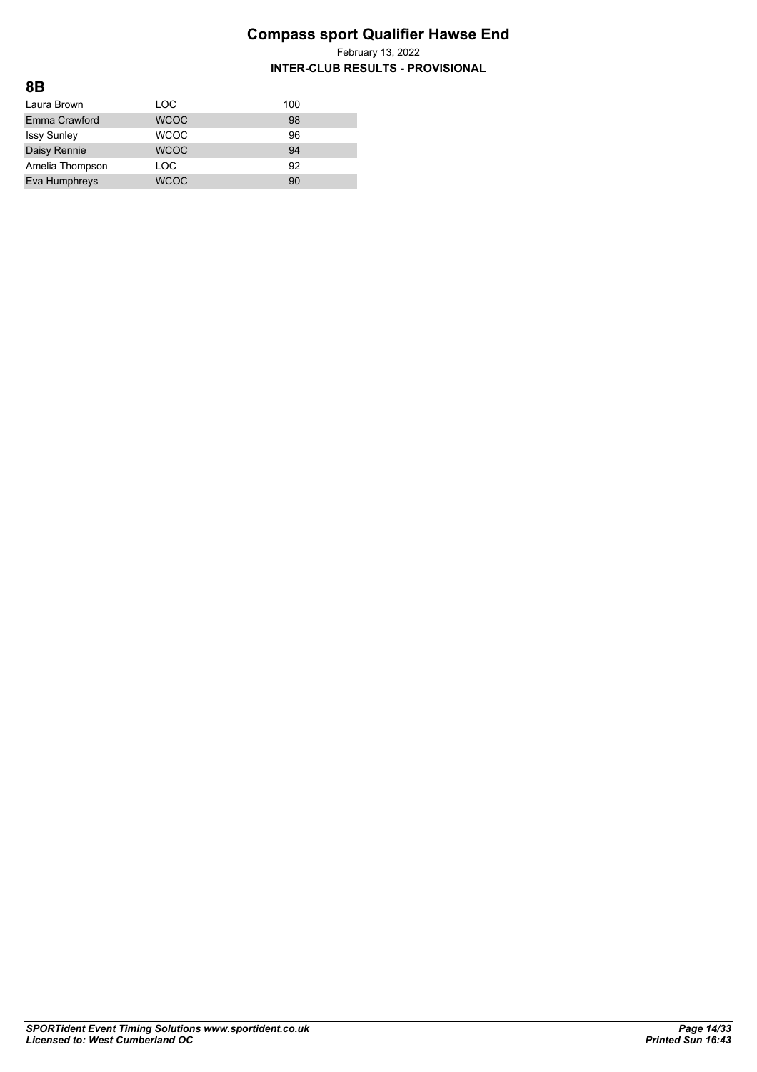# Compass sport Qualifier Hawse End

February 13, 2022

**INTER-CLUB RESULTS - PROVISIONAL**

## 8B

| | | |
|---|---|---|
| Laura Brown | LOC | 100 |
| Emma Crawford | WCOC | 98 |
| Issy Sunley | WCOC | 96 |
| Daisy Rennie | WCOC | 94 |
| Amelia Thompson | LOC | 92 |
| Eva Humphreys | WCOC | 90 |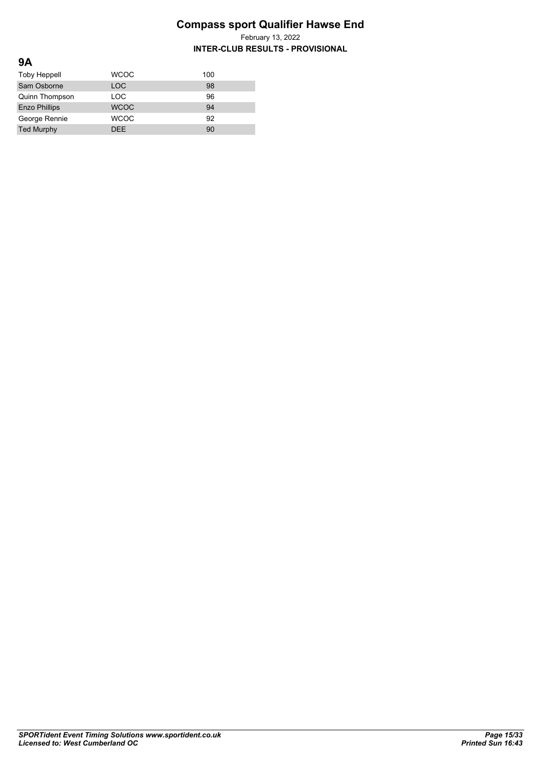# Compass sport Qualifier Hawse End

February 13, 2022

**INTER-CLUB RESULTS - PROVISIONAL**

## 9A

| | | |
|---|---|---|
| Toby Heppell | WCOC | 100 |
| Sam Osborne | LOC | 98 |
| Quinn Thompson | LOC | 96 |
| Enzo Phillips | WCOC | 94 |
| George Rennie | WCOC | 92 |
| Ted Murphy | DEE | 90 |

*SPORTident Event Timing Solutions www.sportident.co.uk*
*Licensed to: West Cumberland OC*

*Printed Sun 16:43*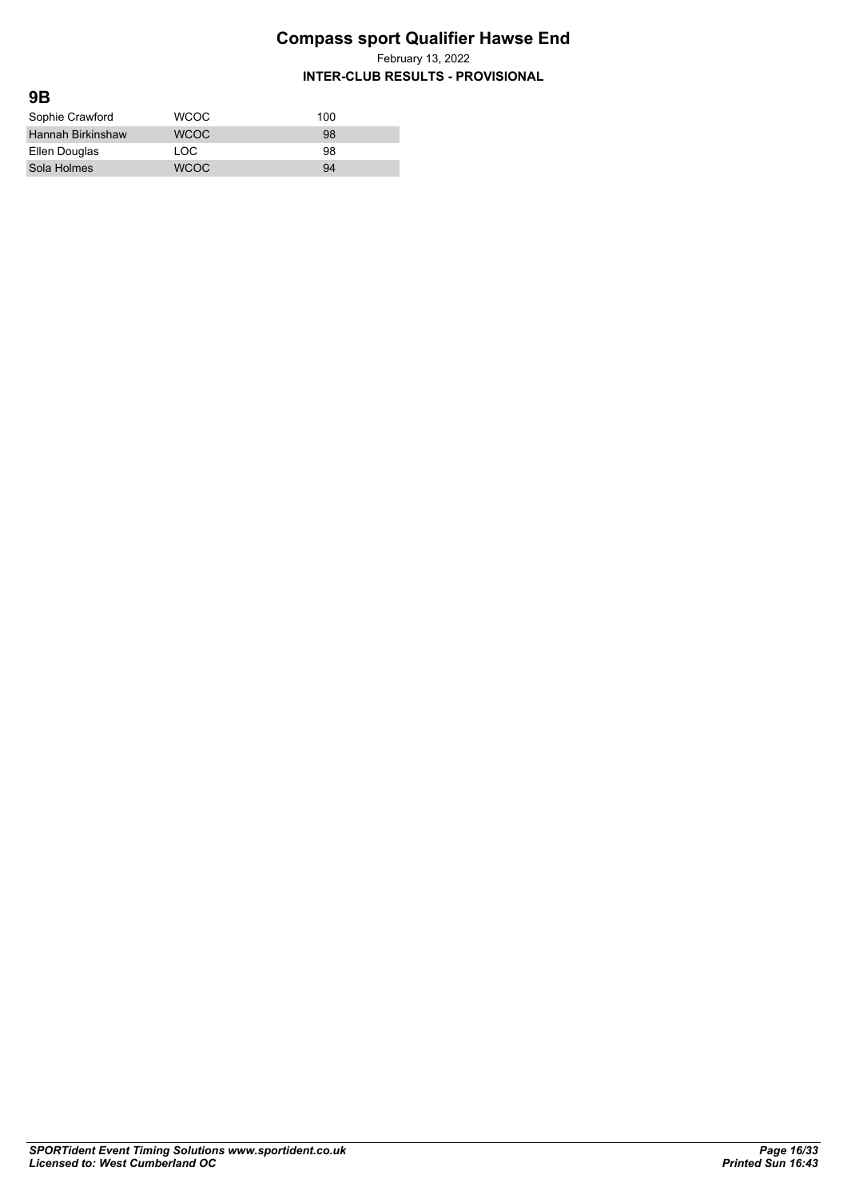# Compass sport Qualifier Hawse End

February 13, 2022

**INTER-CLUB RESULTS - PROVISIONAL**

## 9B

| | | |
|---|---|---|
| Sophie Crawford | WCOC | 100 |
| Hannah Birkinshaw | WCOC | 98 |
| Ellen Douglas | LOC | 98 |
| Sola Holmes | WCOC | 94 |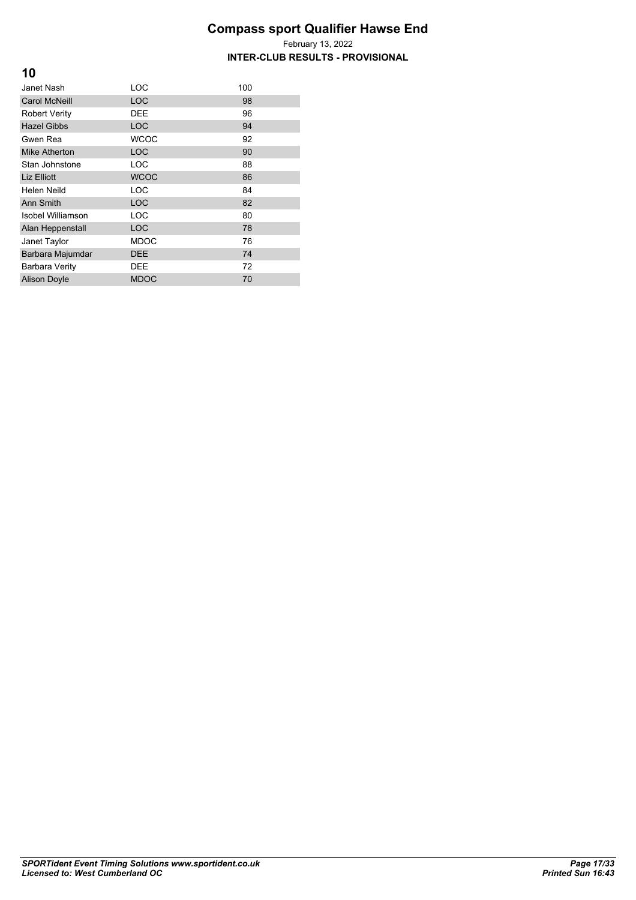# Compass sport Qualifier Hawse End

February 13, 2022

**INTER-CLUB RESULTS - PROVISIONAL**

## 10

| Name | Club | Points |
|---|---|---|
| Janet Nash | LOC | 100 |
| Carol McNeill | LOC | 98 |
| Robert Verity | DEE | 96 |
| Hazel Gibbs | LOC | 94 |
| Gwen Rea | WCOC | 92 |
| Mike Atherton | LOC | 90 |
| Stan Johnstone | LOC | 88 |
| Liz Elliott | WCOC | 86 |
| Helen Neild | LOC | 84 |
| Ann Smith | LOC | 82 |
| Isobel Williamson | LOC | 80 |
| Alan Heppenstall | LOC | 78 |
| Janet Taylor | MDOC | 76 |
| Barbara Majumdar | DEE | 74 |
| Barbara Verity | DEE | 72 |
| Alison Doyle | MDOC | 70 |

*SPORTident Event Timing Solutions www.sportident.co.uk*
*Licensed to: West Cumberland OC*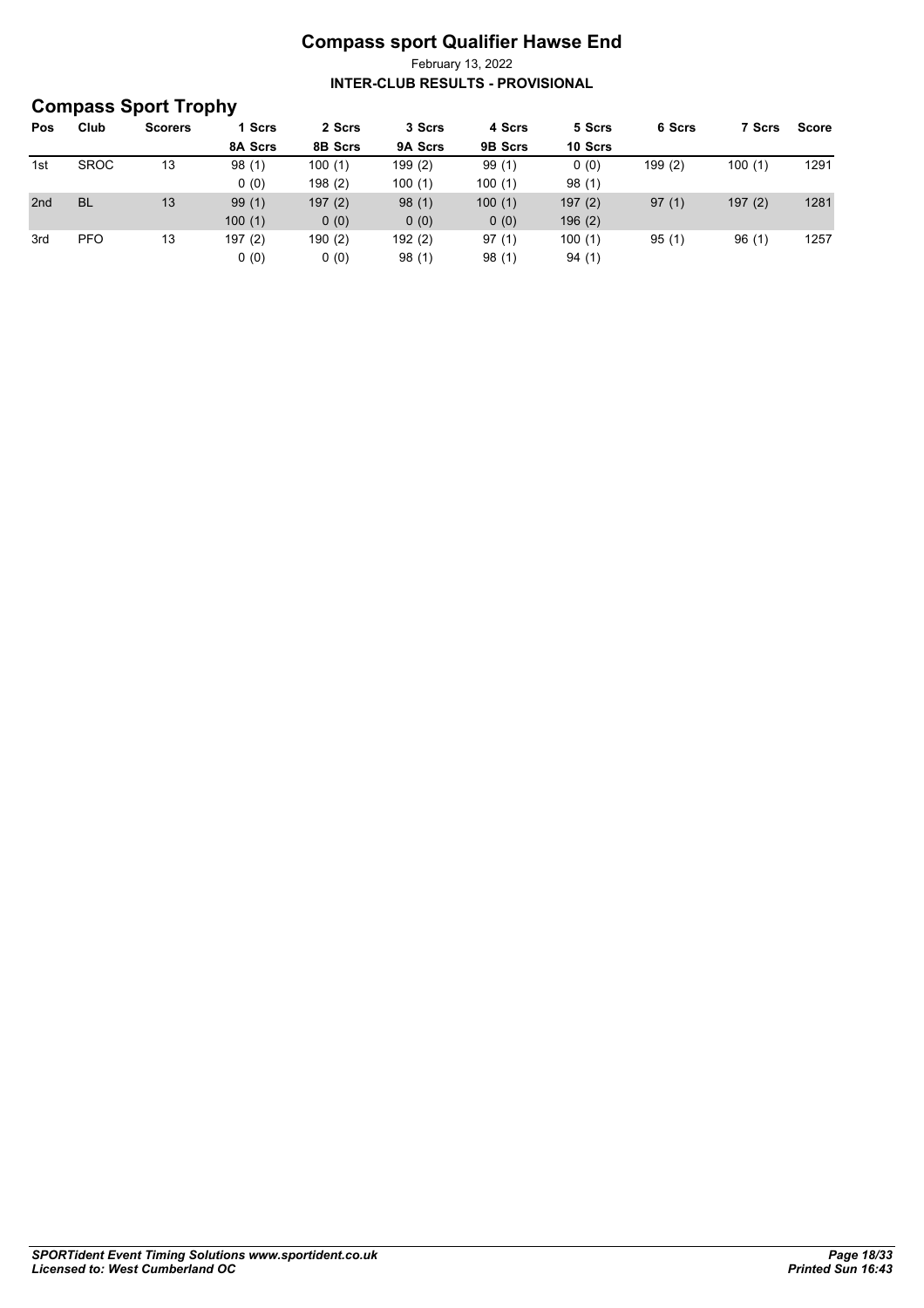# Compass sport Qualifier Hawse End

February 13, 2022

**INTER-CLUB RESULTS - PROVISIONAL**

## Compass Sport Trophy

| Pos | Club | Scorers | 1 Scrs / 8A Scrs | 2 Scrs / 8B Scrs | 3 Scrs / 9A Scrs | 4 Scrs / 9B Scrs | 5 Scrs / 10 Scrs | 6 Scrs | 7 Scrs | Score |
|---|---|---|---|---|---|---|---|---|---|---|
| 1st | SROC | 13 | 98 (1) | 100 (1) | 199 (2) | 99 (1) | 0 (0) | 199 (2) | 100 (1) | 1291 |
| | | | 0 (0) | 198 (2) | 100 (1) | 100 (1) | 98 (1) | | | |
| 2nd | BL | 13 | 99 (1) | 197 (2) | 98 (1) | 100 (1) | 197 (2) | 97 (1) | 197 (2) | 1281 |
| | | | 100 (1) | 0 (0) | 0 (0) | 0 (0) | 196 (2) | | | |
| 3rd | PFO | 13 | 197 (2) | 190 (2) | 192 (2) | 97 (1) | 100 (1) | 95 (1) | 96 (1) | 1257 |
| | | | 0 (0) | 0 (0) | 98 (1) | 98 (1) | 94 (1) | | | |

*SPORTident Event Timing Solutions www.sportident.co.uk*
*Licensed to: West Cumberland OC*

*Printed Sun 16:43*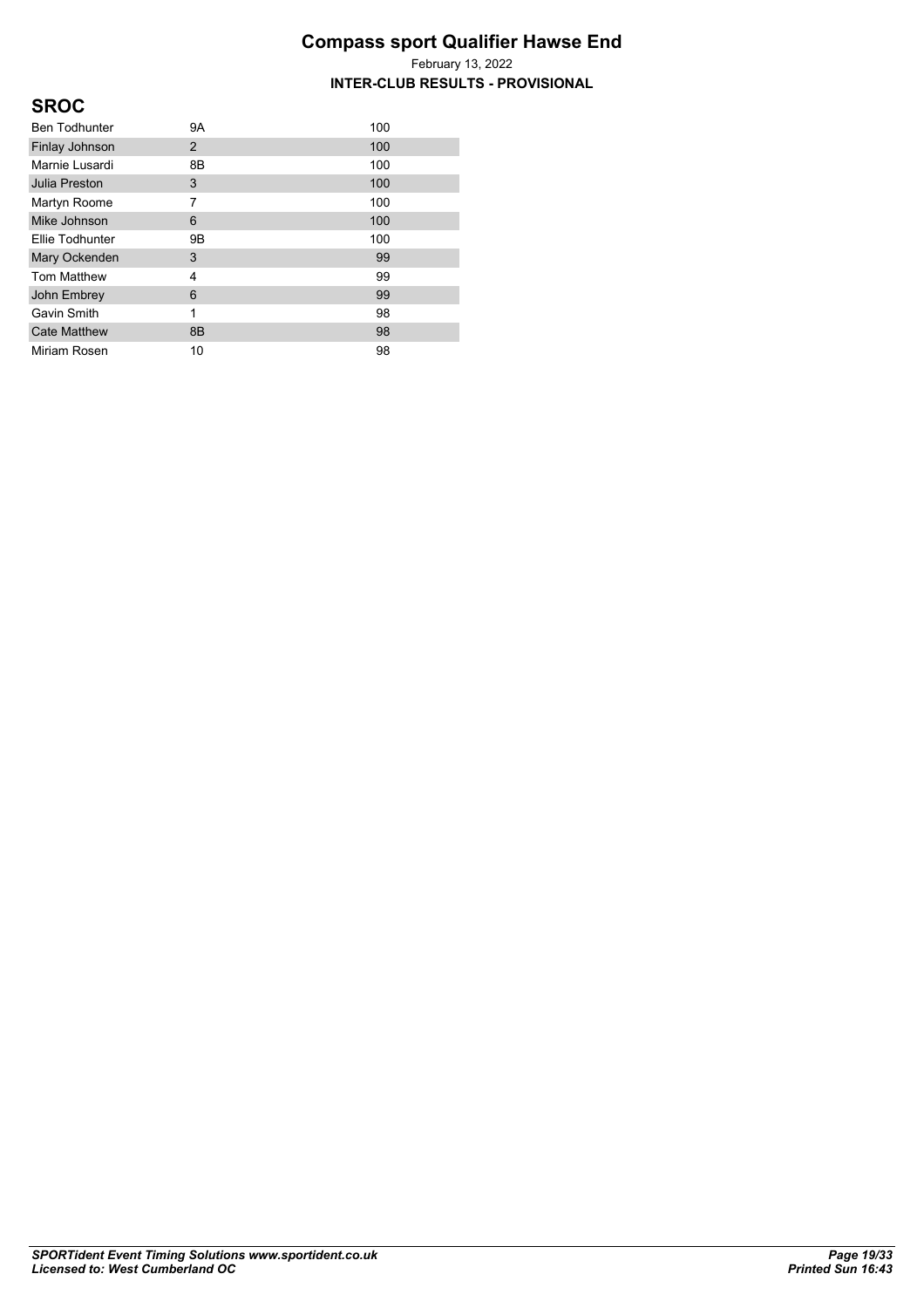# Compass sport Qualifier Hawse End

February 13, 2022

**INTER-CLUB RESULTS - PROVISIONAL**

## SROC

| | | |
|---|---|---|
| Ben Todhunter | 9A | 100 |
| Finlay Johnson | 2 | 100 |
| Marnie Lusardi | 8B | 100 |
| Julia Preston | 3 | 100 |
| Martyn Roome | 7 | 100 |
| Mike Johnson | 6 | 100 |
| Ellie Todhunter | 9B | 100 |
| Mary Ockenden | 3 | 99 |
| Tom Matthew | 4 | 99 |
| John Embrey | 6 | 99 |
| Gavin Smith | 1 | 98 |
| Cate Matthew | 8B | 98 |
| Miriam Rosen | 10 | 98 |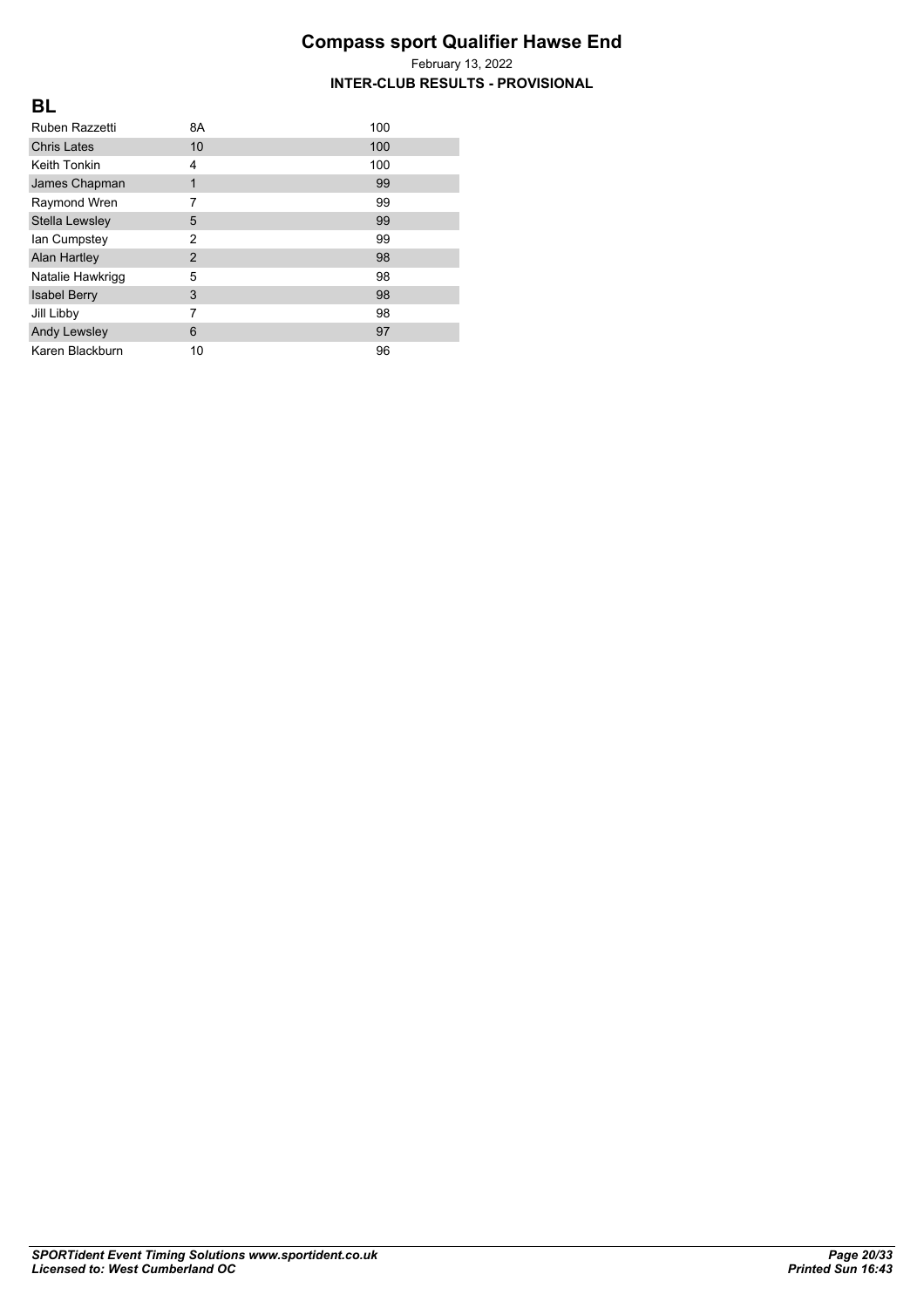# Compass sport Qualifier Hawse End

February 13, 2022

**INTER-CLUB RESULTS - PROVISIONAL**

## BL

| Name | Course | Points |
|---|---|---|
| Ruben Razzetti | 8A | 100 |
| Chris Lates | 10 | 100 |
| Keith Tonkin | 4 | 100 |
| James Chapman | 1 | 99 |
| Raymond Wren | 7 | 99 |
| Stella Lewsley | 5 | 99 |
| Ian Cumpstey | 2 | 99 |
| Alan Hartley | 2 | 98 |
| Natalie Hawkrigg | 5 | 98 |
| Isabel Berry | 3 | 98 |
| Jill Libby | 7 | 98 |
| Andy Lewsley | 6 | 97 |
| Karen Blackburn | 10 | 96 |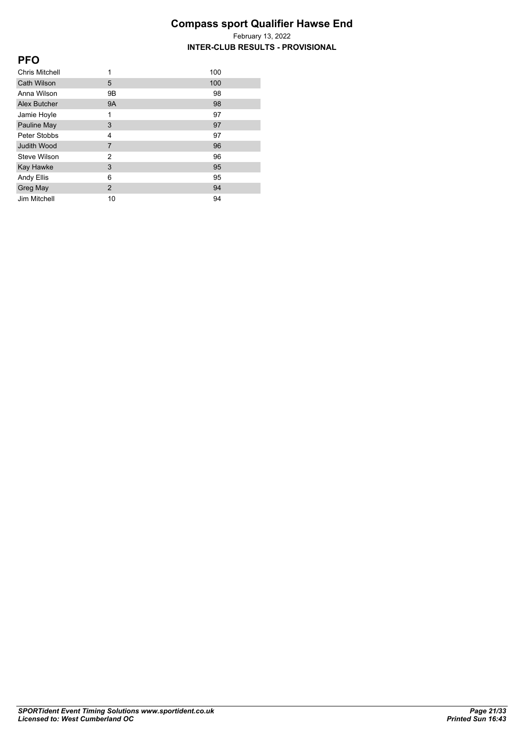# Compass sport Qualifier Hawse End

February 13, 2022

**INTER-CLUB RESULTS - PROVISIONAL**

## PFO

| | | |
|---|---|---|
| Chris Mitchell | 1 | 100 |
| Cath Wilson | 5 | 100 |
| Anna Wilson | 9B | 98 |
| Alex Butcher | 9A | 98 |
| Jamie Hoyle | 1 | 97 |
| Pauline May | 3 | 97 |
| Peter Stobbs | 4 | 97 |
| Judith Wood | 7 | 96 |
| Steve Wilson | 2 | 96 |
| Kay Hawke | 3 | 95 |
| Andy Ellis | 6 | 95 |
| Greg May | 2 | 94 |
| Jim Mitchell | 10 | 94 |

***SPORTident Event Timing Solutions www.sportident.co.uk***
***Licensed to: West Cumberland OC***

***Printed Sun 16:43***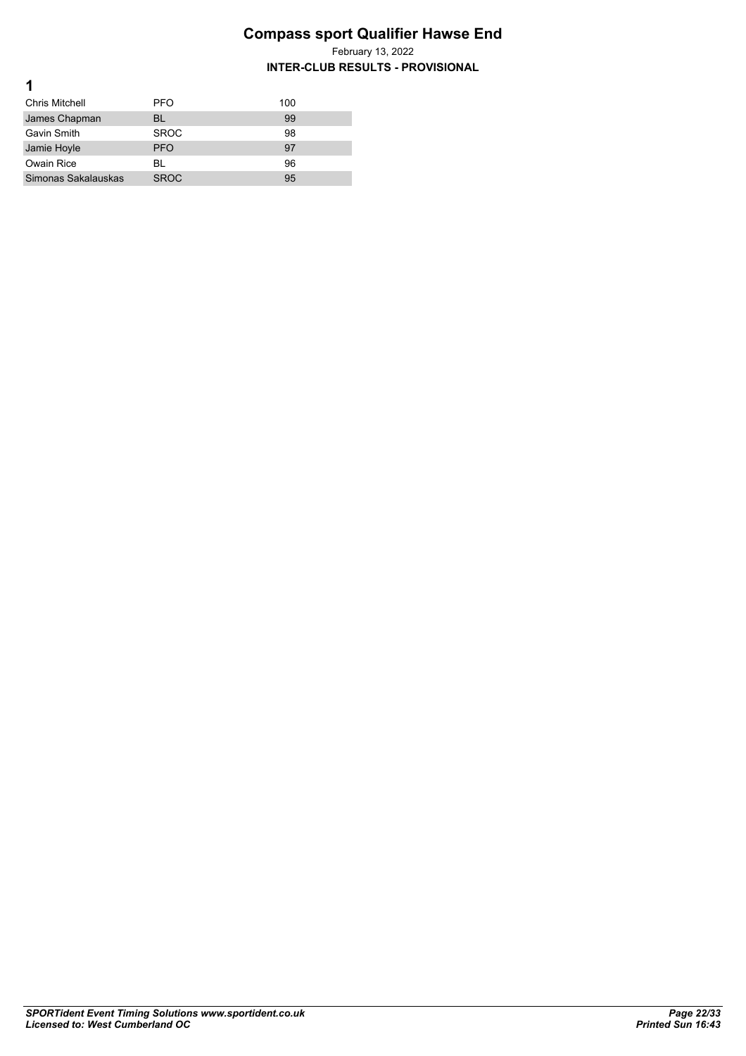# Compass sport Qualifier Hawse End

February 13, 2022

**INTER-CLUB RESULTS - PROVISIONAL**

## 1

| | | |
|---|---|---|
| Chris Mitchell | PFO | 100 |
| James Chapman | BL | 99 |
| Gavin Smith | SROC | 98 |
| Jamie Hoyle | PFO | 97 |
| Owain Rice | BL | 96 |
| Simonas Sakalauskas | SROC | 95 |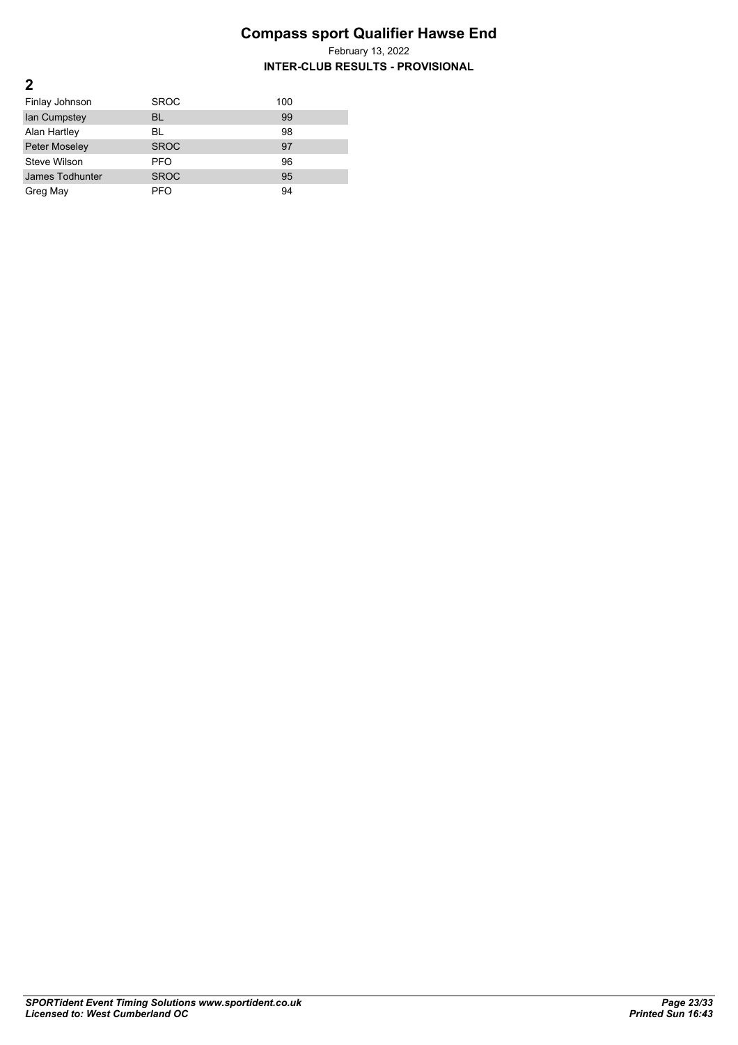# Compass sport Qualifier Hawse End

February 13, 2022

**INTER-CLUB RESULTS - PROVISIONAL**

## 2

| | | |
|---|---|---|
| Finlay Johnson | SROC | 100 |
| Ian Cumpstey | BL | 99 |
| Alan Hartley | BL | 98 |
| Peter Moseley | SROC | 97 |
| Steve Wilson | PFO | 96 |
| James Todhunter | SROC | 95 |
| Greg May | PFO | 94 |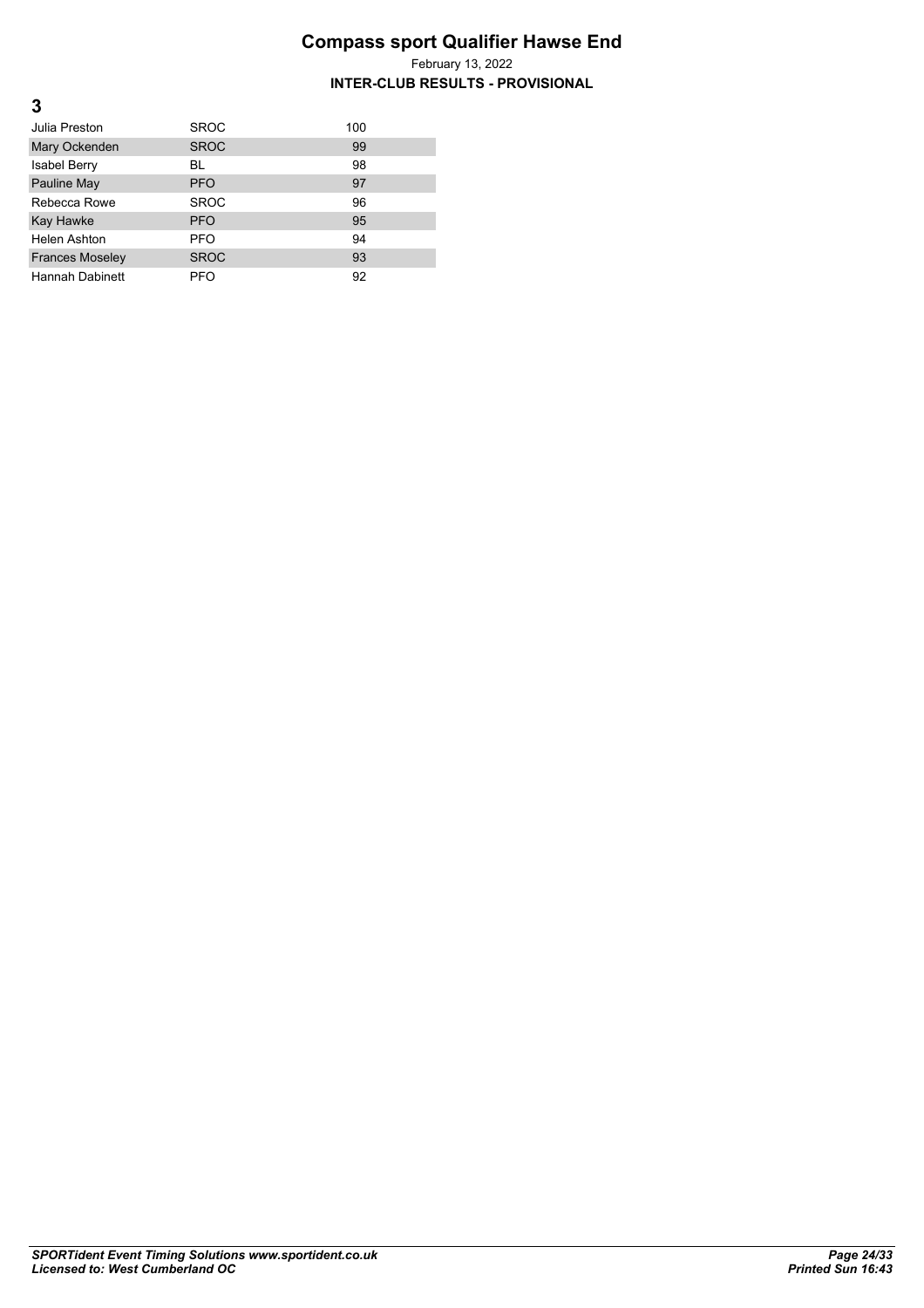# Compass sport Qualifier Hawse End

February 13, 2022

**INTER-CLUB RESULTS - PROVISIONAL**

## 3

| Name | Club | Points |
|---|---|---|
| Julia Preston | SROC | 100 |
| Mary Ockenden | SROC | 99 |
| Isabel Berry | BL | 98 |
| Pauline May | PFO | 97 |
| Rebecca Rowe | SROC | 96 |
| Kay Hawke | PFO | 95 |
| Helen Ashton | PFO | 94 |
| Frances Moseley | SROC | 93 |
| Hannah Dabinett | PFO | 92 |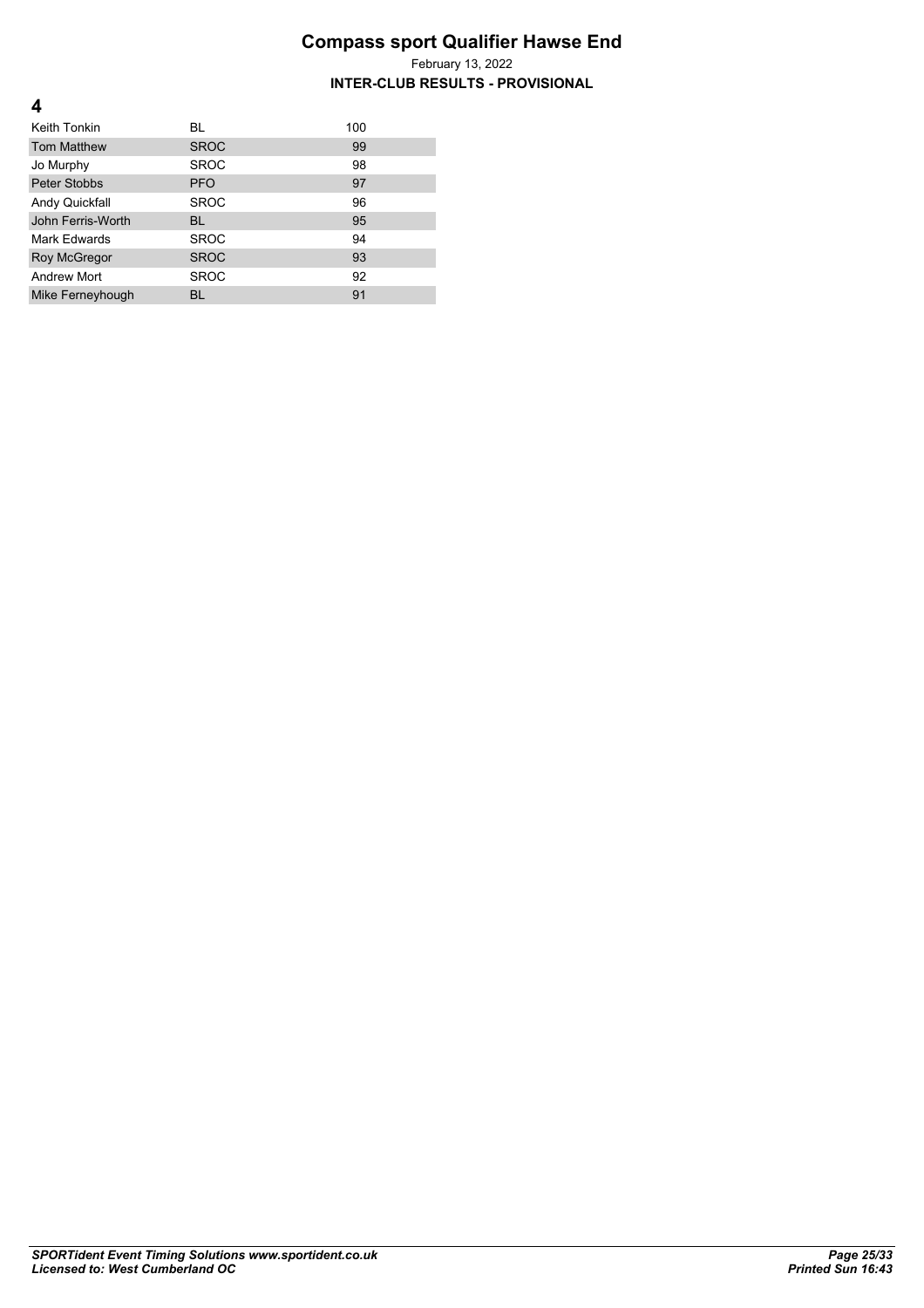# Compass sport Qualifier Hawse End

February 13, 2022

**INTER-CLUB RESULTS - PROVISIONAL**

## 4

| | | |
|---|---|---|
| Keith Tonkin | BL | 100 |
| Tom Matthew | SROC | 99 |
| Jo Murphy | SROC | 98 |
| Peter Stobbs | PFO | 97 |
| Andy Quickfall | SROC | 96 |
| John Ferris-Worth | BL | 95 |
| Mark Edwards | SROC | 94 |
| Roy McGregor | SROC | 93 |
| Andrew Mort | SROC | 92 |
| Mike Ferneyhough | BL | 91 |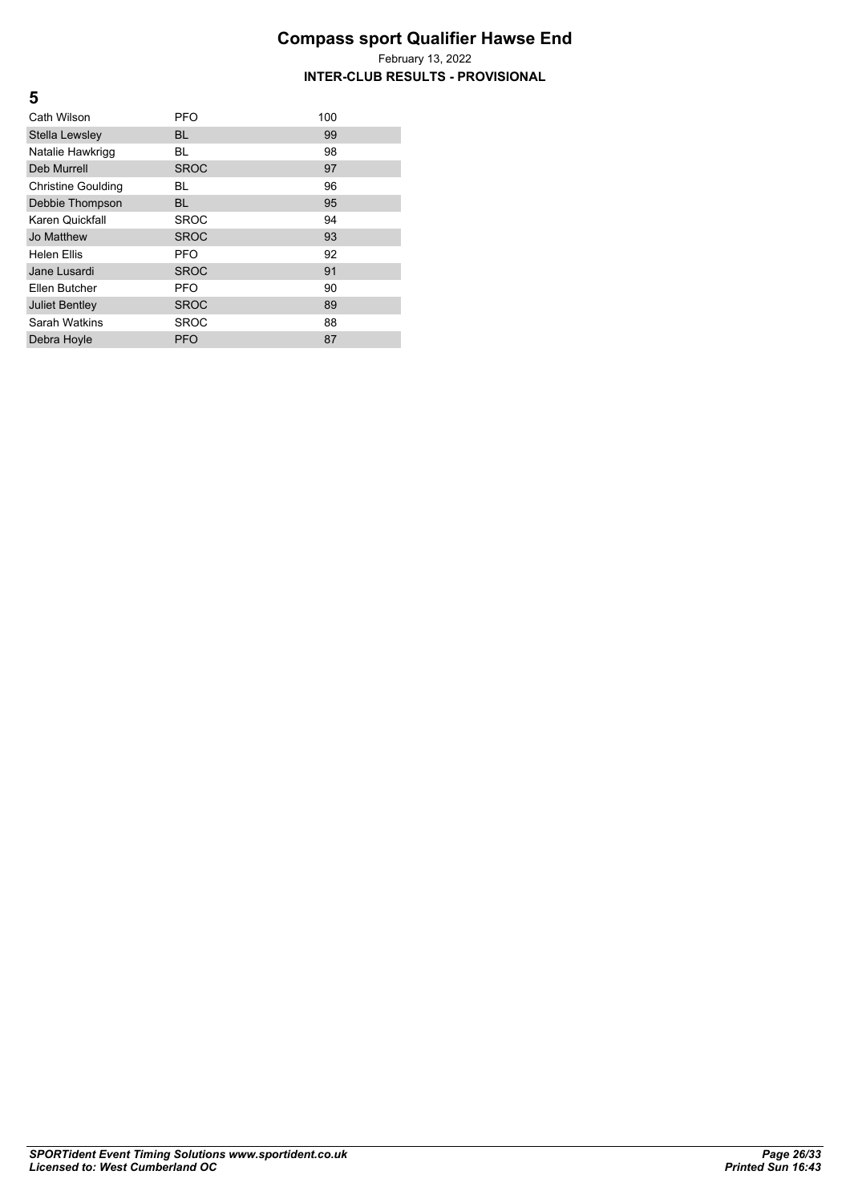# Compass sport Qualifier Hawse End

February 13, 2022

**INTER-CLUB RESULTS - PROVISIONAL**

## 5

| | | |
|---|---|---|
| Cath Wilson | PFO | 100 |
| Stella Lewsley | BL | 99 |
| Natalie Hawkrigg | BL | 98 |
| Deb Murrell | SROC | 97 |
| Christine Goulding | BL | 96 |
| Debbie Thompson | BL | 95 |
| Karen Quickfall | SROC | 94 |
| Jo Matthew | SROC | 93 |
| Helen Ellis | PFO | 92 |
| Jane Lusardi | SROC | 91 |
| Ellen Butcher | PFO | 90 |
| Juliet Bentley | SROC | 89 |
| Sarah Watkins | SROC | 88 |
| Debra Hoyle | PFO | 87 |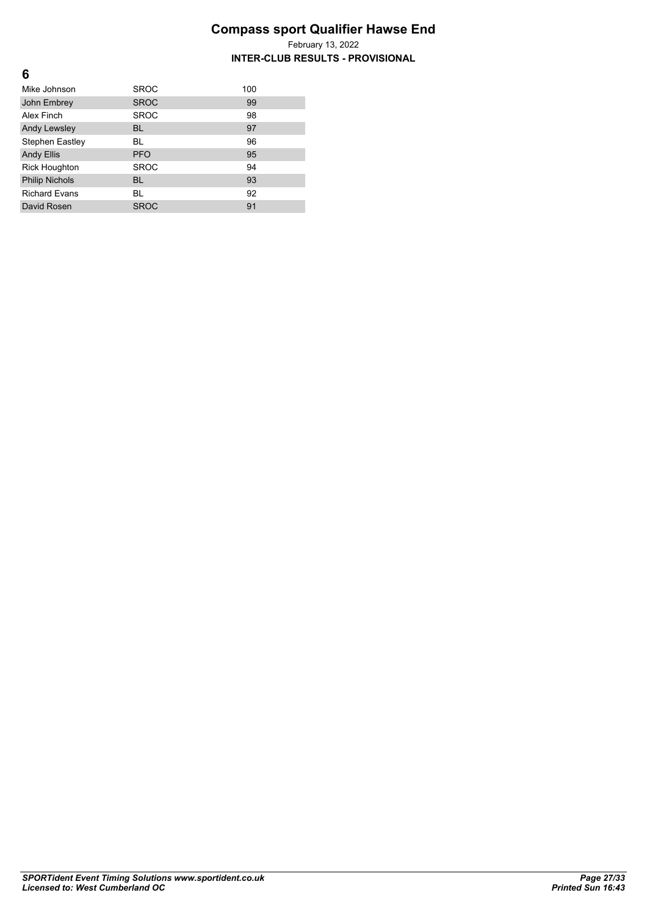# Compass sport Qualifier Hawse End

February 13, 2022

**INTER-CLUB RESULTS - PROVISIONAL**

## 6

| | | |
|---|---|---|
| Mike Johnson | SROC | 100 |
| John Embrey | SROC | 99 |
| Alex Finch | SROC | 98 |
| Andy Lewsley | BL | 97 |
| Stephen Eastley | BL | 96 |
| Andy Ellis | PFO | 95 |
| Rick Houghton | SROC | 94 |
| Philip Nichols | BL | 93 |
| Richard Evans | BL | 92 |
| David Rosen | SROC | 91 |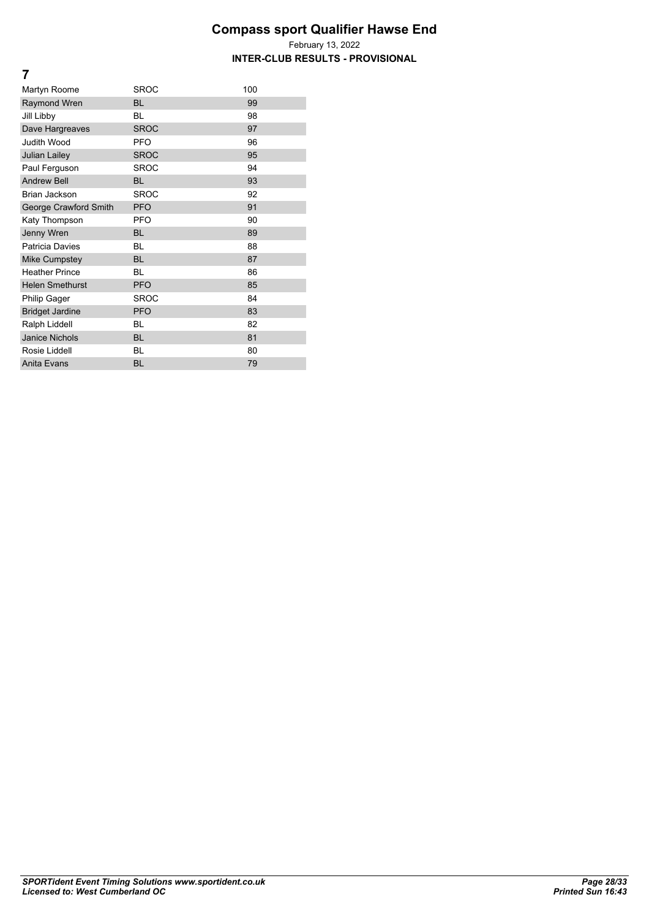# Compass sport Qualifier Hawse End

February 13, 2022

**INTER-CLUB RESULTS - PROVISIONAL**

## 7

| | | |
|---|---|---|
| Martyn Roome | SROC | 100 |
| Raymond Wren | BL | 99 |
| Jill Libby | BL | 98 |
| Dave Hargreaves | SROC | 97 |
| Judith Wood | PFO | 96 |
| Julian Lailey | SROC | 95 |
| Paul Ferguson | SROC | 94 |
| Andrew Bell | BL | 93 |
| Brian Jackson | SROC | 92 |
| George Crawford Smith | PFO | 91 |
| Katy Thompson | PFO | 90 |
| Jenny Wren | BL | 89 |
| Patricia Davies | BL | 88 |
| Mike Cumpstey | BL | 87 |
| Heather Prince | BL | 86 |
| Helen Smethurst | PFO | 85 |
| Philip Gager | SROC | 84 |
| Bridget Jardine | PFO | 83 |
| Ralph Liddell | BL | 82 |
| Janice Nichols | BL | 81 |
| Rosie Liddell | BL | 80 |
| Anita Evans | BL | 79 |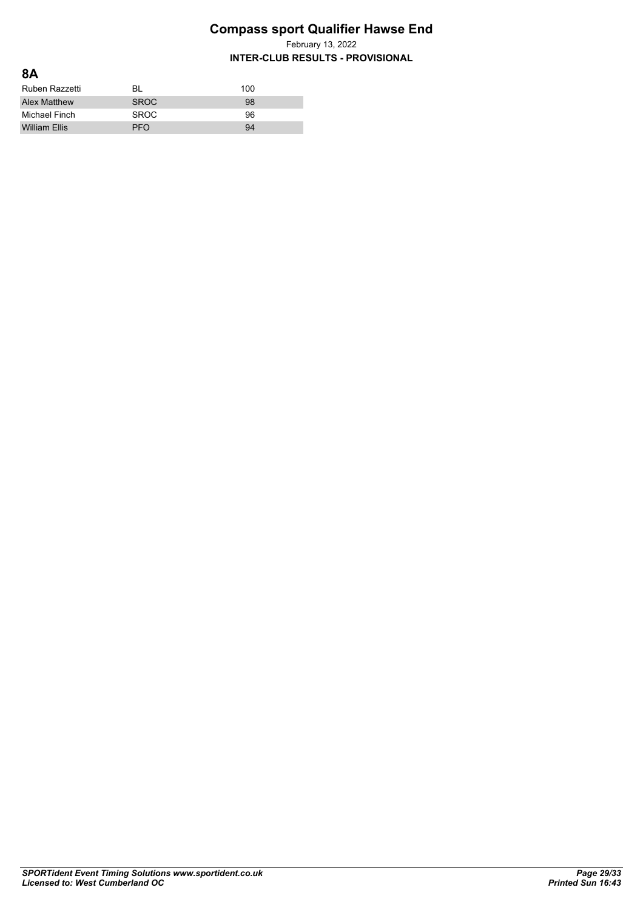# Compass sport Qualifier Hawse End

February 13, 2022

**INTER-CLUB RESULTS - PROVISIONAL**

## 8A

| | | |
|---|---|---|
| Ruben Razzetti | BL | 100 |
| Alex Matthew | SROC | 98 |
| Michael Finch | SROC | 96 |
| William Ellis | PFO | 94 |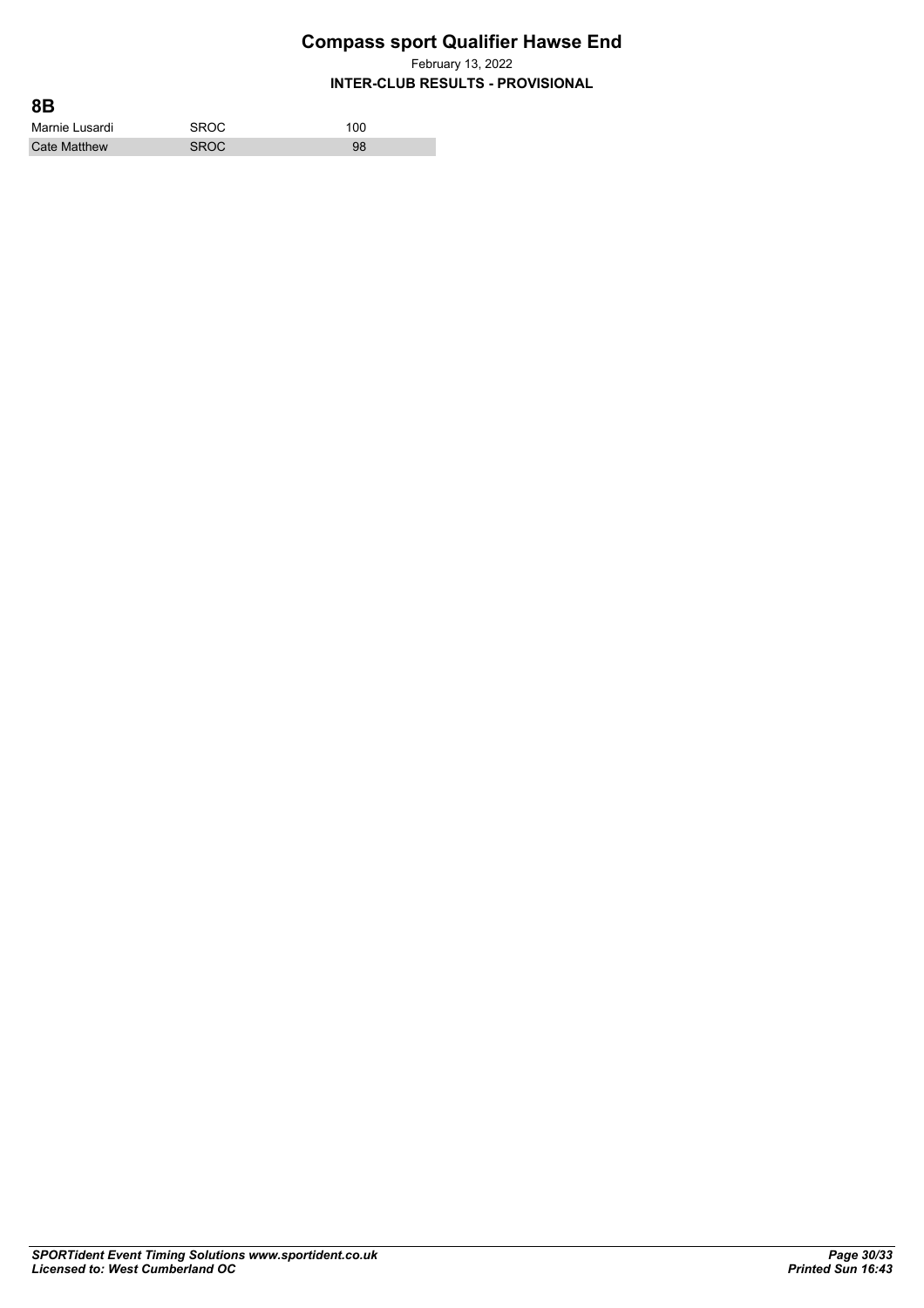# Compass sport Qualifier Hawse End

February 13, 2022

**INTER-CLUB RESULTS - PROVISIONAL**

## 8B

| | | |
|---|---|---|
| Marnie Lusardi | SROC | 100 |
| Cate Matthew | SROC | 98 |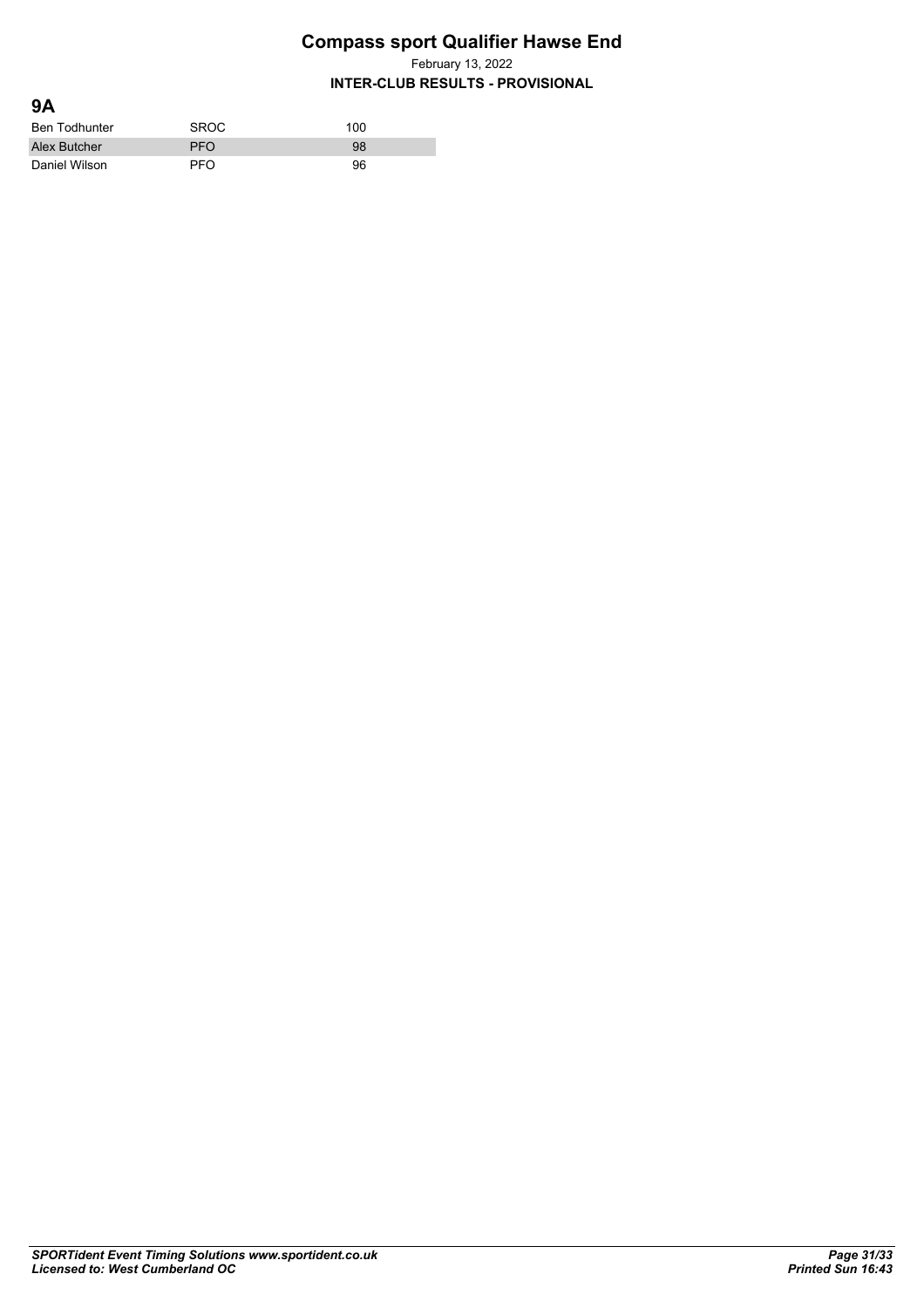# Compass sport Qualifier Hawse End

February 13, 2022

**INTER-CLUB RESULTS - PROVISIONAL**

## 9A

| | | |
|---|---|---|
| Ben Todhunter | SROC | 100 |
| Alex Butcher | PFO | 98 |
| Daniel Wilson | PFO | 96 |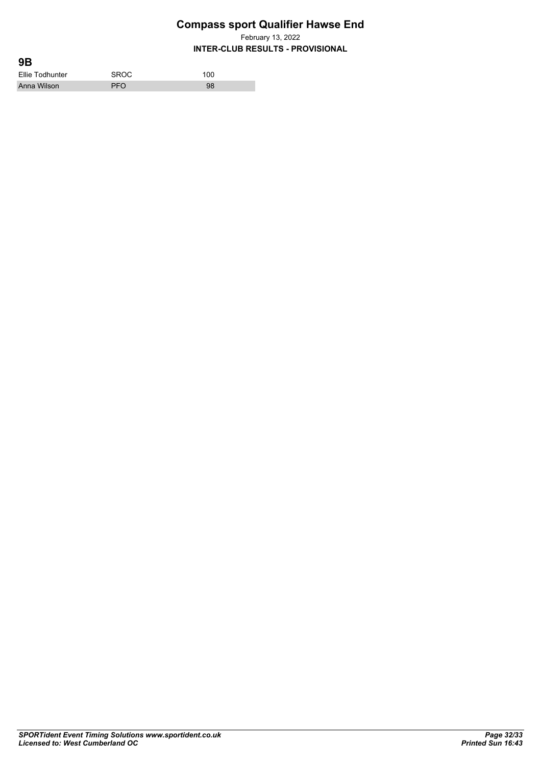# Compass sport Qualifier Hawse End

February 13, 2022

**INTER-CLUB RESULTS - PROVISIONAL**

## 9B

| | | |
|---|---|---|
| Ellie Todhunter | SROC | 100 |
| Anna Wilson | PFO | 98 |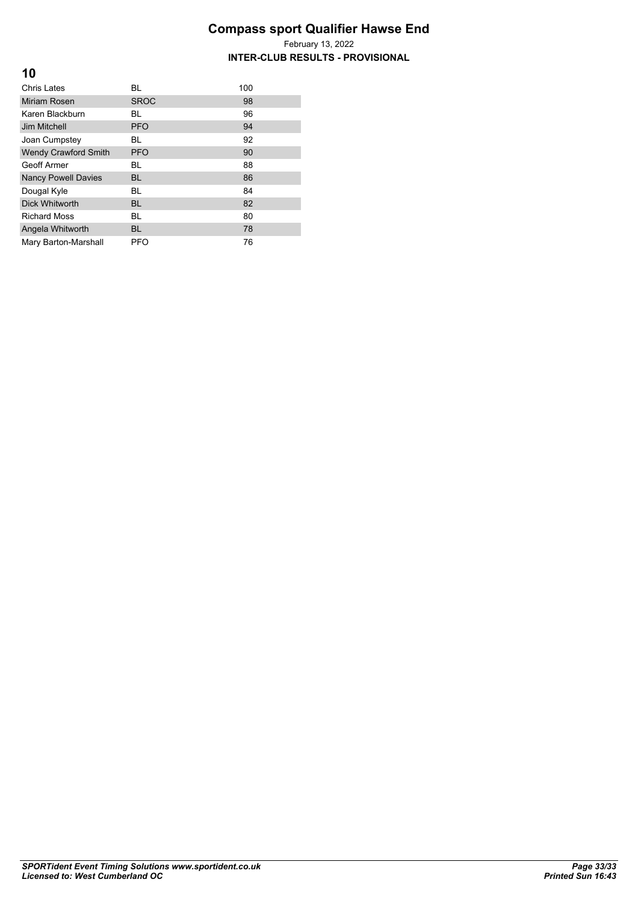# Compass sport Qualifier Hawse End

February 13, 2022

**INTER-CLUB RESULTS - PROVISIONAL**

## 10

| | | |
|---|---|---|
| Chris Lates | BL | 100 |
| Miriam Rosen | SROC | 98 |
| Karen Blackburn | BL | 96 |
| Jim Mitchell | PFO | 94 |
| Joan Cumpstey | BL | 92 |
| Wendy Crawford Smith | PFO | 90 |
| Geoff Armer | BL | 88 |
| Nancy Powell Davies | BL | 86 |
| Dougal Kyle | BL | 84 |
| Dick Whitworth | BL | 82 |
| Richard Moss | BL | 80 |
| Angela Whitworth | BL | 78 |
| Mary Barton-Marshall | PFO | 76 |

***SPORTident Event Timing Solutions www.sportident.co.uk***
***Licensed to: West Cumberland OC***

***Printed Sun 16:43***